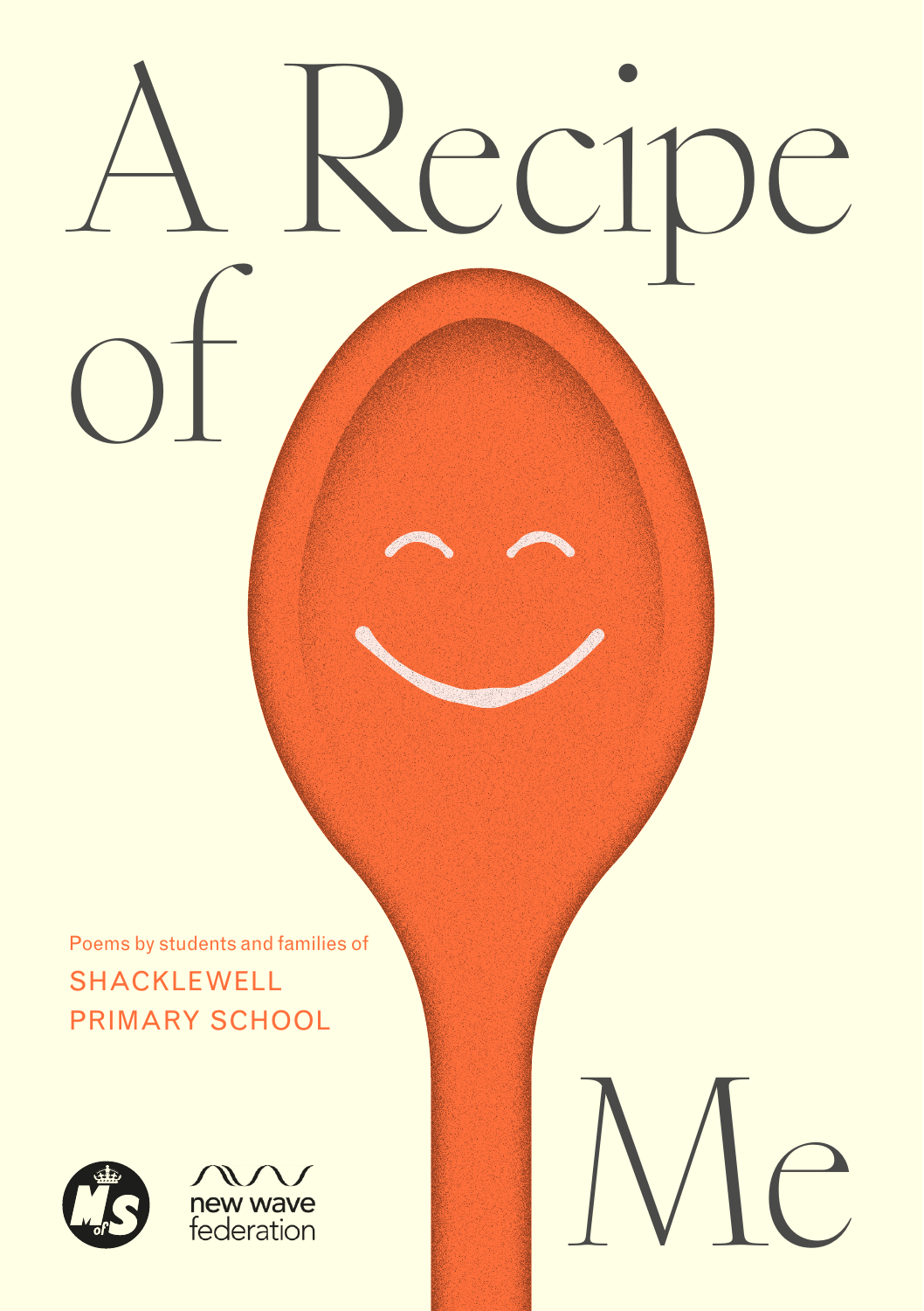# A Recipe of Me

Poems by students and families of

SHACKLEWELL PRIMARY SCHOOL

new wave federation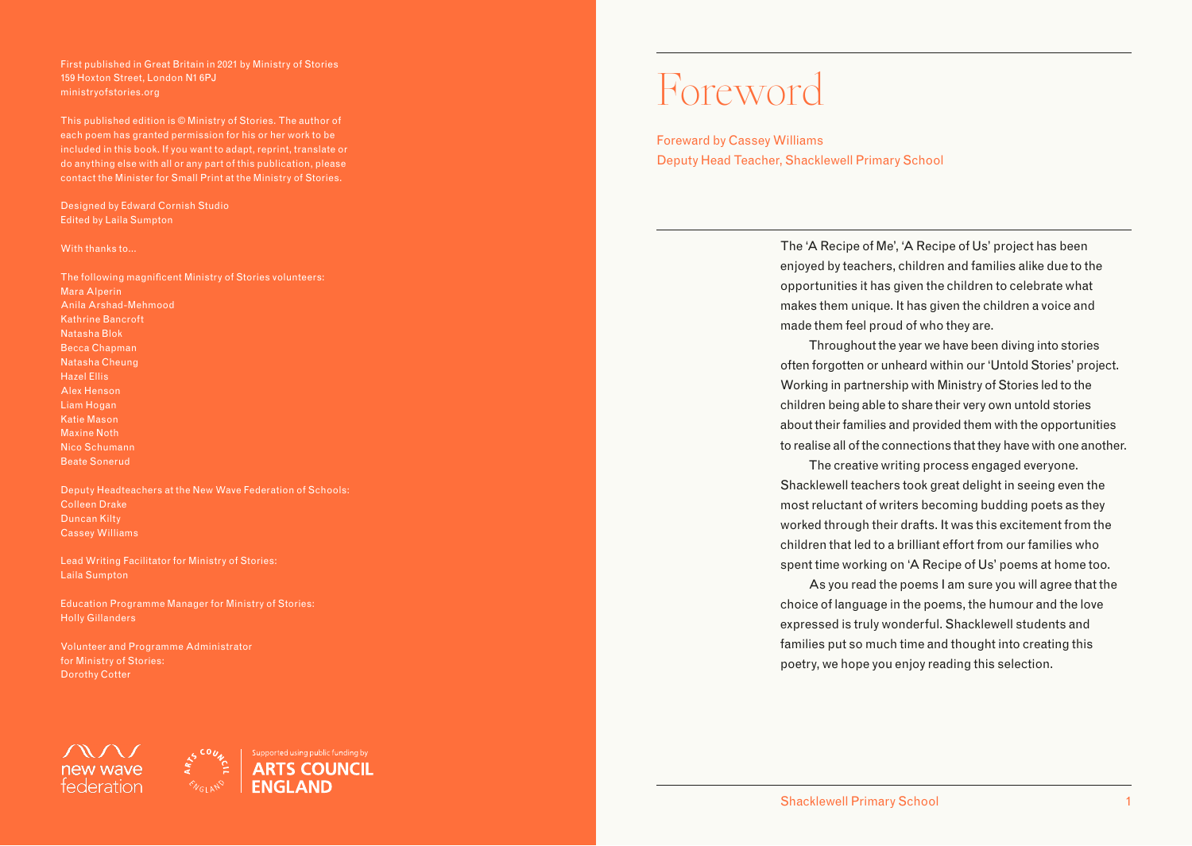First published in Great Britain in 2021 by Ministry of Stories
159 Hoxton Street, London N1 6PJ
ministryofstories.org

This published edition is © Ministry of Stories. The author of each poem has granted permission for his or her work to be included in this book. If you want to adapt, reprint, translate or do anything else with all or any part of this publication, please contact the Minister for Small Print at the Ministry of Stories.

Designed by Edward Cornish Studio
Edited by Laila Sumpton

With thanks to…

The following magnificent Ministry of Stories volunteers:
Mara Alperin
Anila Arshad-Mehmood
Kathrine Bancroft
Natasha Blok
Becca Chapman
Natasha Cheung
Hazel Ellis
Alex Henson
Liam Hogan
Katie Mason
Maxine Noth
Nico Schumann
Beate Sonerud

Deputy Headteachers at the New Wave Federation of Schools:
Colleen Drake
Duncan Kilty
Cassey Williams

Lead Writing Facilitator for Ministry of Stories:
Laila Sumpton

Education Programme Manager for Ministry of Stories:
Holly Gillanders

Volunteer and Programme Administrator for Ministry of Stories:
Dorothy Cotter

new wave federation

Supported using public funding by ARTS COUNCIL ENGLAND

# Foreword

Foreward by Cassey Williams
Deputy Head Teacher, Shacklewell Primary School

The 'A Recipe of Me', 'A Recipe of Us' project has been enjoyed by teachers, children and families alike due to the opportunities it has given the children to celebrate what makes them unique. It has given the children a voice and made them feel proud of who they are.

Throughout the year we have been diving into stories often forgotten or unheard within our 'Untold Stories' project. Working in partnership with Ministry of Stories led to the children being able to share their very own untold stories about their families and provided them with the opportunities to realise all of the connections that they have with one another.

The creative writing process engaged everyone. Shacklewell teachers took great delight in seeing even the most reluctant of writers becoming budding poets as they worked through their drafts. It was this excitement from the children that led to a brilliant effort from our families who spent time working on 'A Recipe of Us' poems at home too.

As you read the poems I am sure you will agree that the choice of language in the poems, the humour and the love expressed is truly wonderful. Shacklewell students and families put so much time and thought into creating this poetry, we hope you enjoy reading this selection.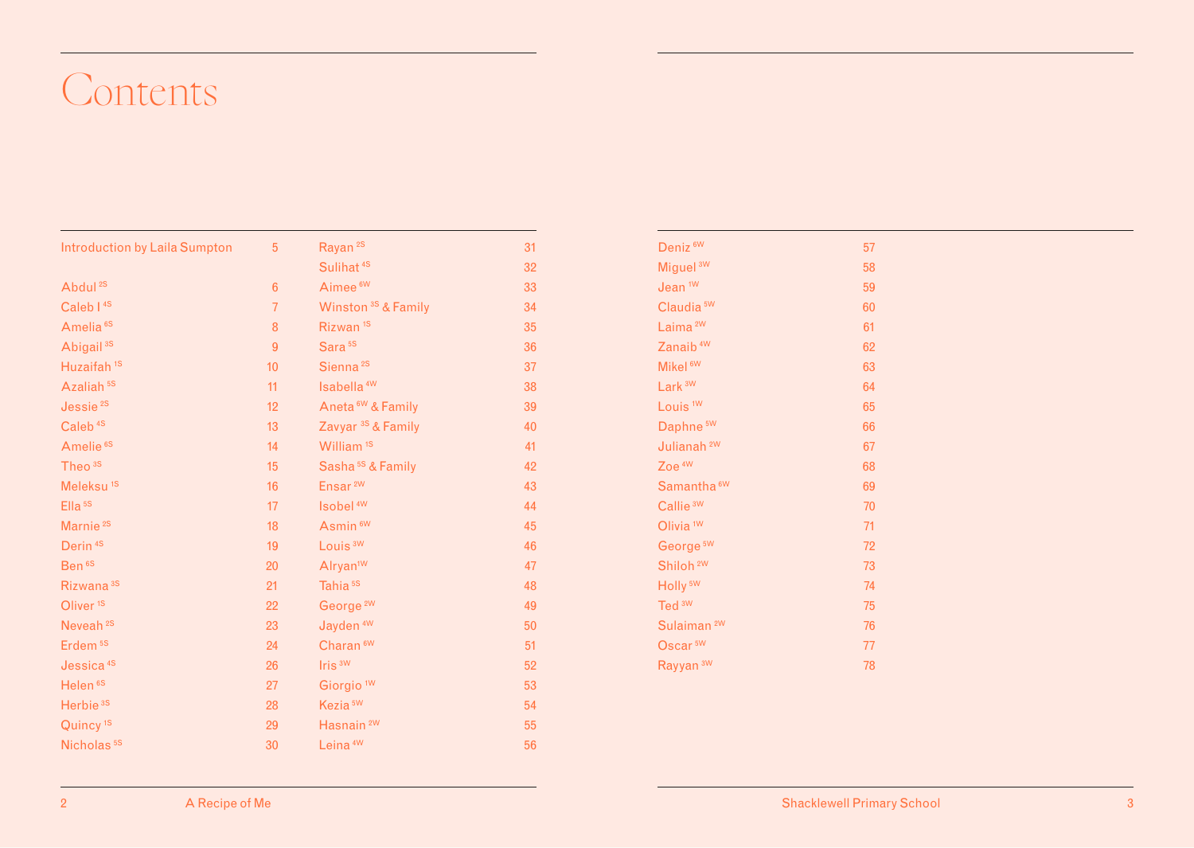# Contents

| | |
|---|---|
| Introduction by Laila Sumpton | 5 |
| | |
| Abdul [2S] | 6 |
| Caleb I [4S] | 7 |
| Amelia [6S] | 8 |
| Abigail [3S] | 9 |
| Huzaifah [1S] | 10 |
| Azaliah [5S] | 11 |
| Jessie [2S] | 12 |
| Caleb [4S] | 13 |
| Amelie [6S] | 14 |
| Theo [3S] | 15 |
| Meleksu [1S] | 16 |
| Ella [5S] | 17 |
| Marnie [2S] | 18 |
| Derin [4S] | 19 |
| Ben [6S] | 20 |
| Rizwana [3S] | 21 |
| Oliver [1S] | 22 |
| Neveah [2S] | 23 |
| Erdem [5S] | 24 |
| Jessica [4S] | 26 |
| Helen [6S] | 27 |
| Herbie [3S] | 28 |
| Quincy [1S] | 29 |
| Nicholas [5S] | 30 |
| Rayan [2S] | 31 |
| Sulihat [4S] | 32 |
| Aimee [6W] | 33 |
| Winston [3S] & Family | 34 |
| Rizwan [1S] | 35 |
| Sara [5S] | 36 |
| Sienna [2S] | 37 |
| Isabella [4W] | 38 |
| Aneta [6W] & Family | 39 |
| Zavyar [3S] & Family | 40 |
| William [1S] | 41 |
| Sasha [5S] & Family | 42 |
| Ensar [2W] | 43 |
| Isobel [4W] | 44 |
| Asmin [6W] | 45 |
| Louis [3W] | 46 |
| Alryan [1W] | 47 |
| Tahia [5S] | 48 |
| George [2W] | 49 |
| Jayden [4W] | 50 |
| Charan [6W] | 51 |
| Iris [3W] | 52 |
| Giorgio [1W] | 53 |
| Kezia [5W] | 54 |
| Hasnain [2W] | 55 |
| Leina [4W] | 56 |
| Deniz [6W] | 57 |
| Miguel [3W] | 58 |
| Jean [1W] | 59 |
| Claudia [5W] | 60 |
| Laima [2W] | 61 |
| Zanaib [4W] | 62 |
| Mikel [6W] | 63 |
| Lark [3W] | 64 |
| Louis [1W] | 65 |
| Daphne [5W] | 66 |
| Julianah [2W] | 67 |
| Zoe [4W] | 68 |
| Samantha [6W] | 69 |
| Callie [3W] | 70 |
| Olivia [1W] | 71 |
| George [5W] | 72 |
| Shiloh [2W] | 73 |
| Holly [5W] | 74 |
| Ted [3W] | 75 |
| Sulaiman [2W] | 76 |
| Oscar [5W] | 77 |
| Rayyan [3W] | 78 |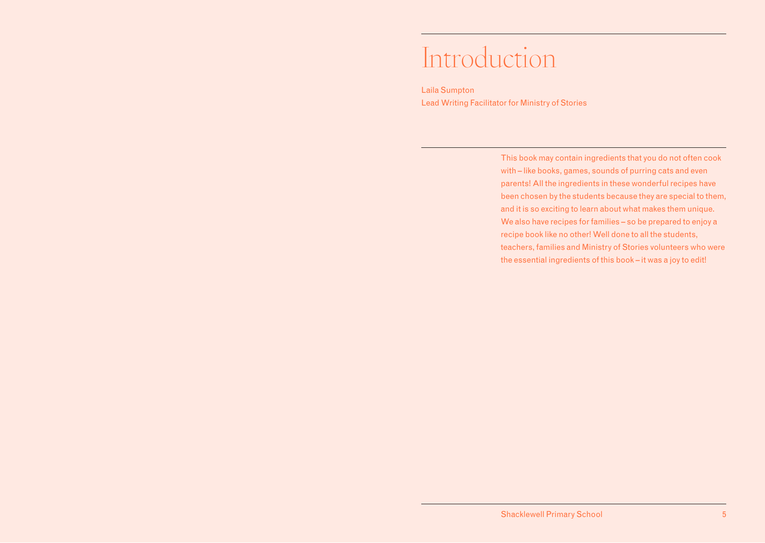# Introduction

Laila Sumpton
Lead Writing Facilitator for Ministry of Stories

This book may contain ingredients that you do not often cook with – like books, games, sounds of purring cats and even parents! All the ingredients in these wonderful recipes have been chosen by the students because they are special to them, and it is so exciting to learn about what makes them unique. We also have recipes for families – so be prepared to enjoy a recipe book like no other! Well done to all the students, teachers, families and Ministry of Stories volunteers who were the essential ingredients of this book – it was a joy to edit!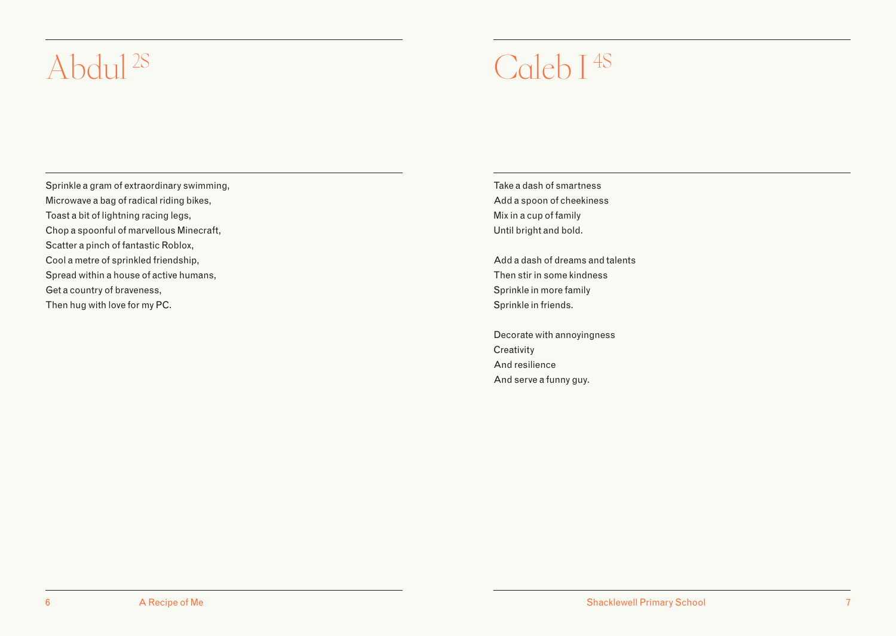# Abdul [2S]

Sprinkle a gram of extraordinary swimming,
Microwave a bag of radical riding bikes,
Toast a bit of lightning racing legs,
Chop a spoonful of marvellous Minecraft,
Scatter a pinch of fantastic Roblox,
Cool a metre of sprinkled friendship,
Spread within a house of active humans,
Get a country of braveness,
Then hug with love for my PC.

# Caleb I [4S]

Take a dash of smartness
Add a spoon of cheekiness
Mix in a cup of family
Until bright and bold.

Add a dash of dreams and talents
Then stir in some kindness
Sprinkle in more family
Sprinkle in friends.

Decorate with annoyingness
Creativity
And resilience
And serve a funny guy.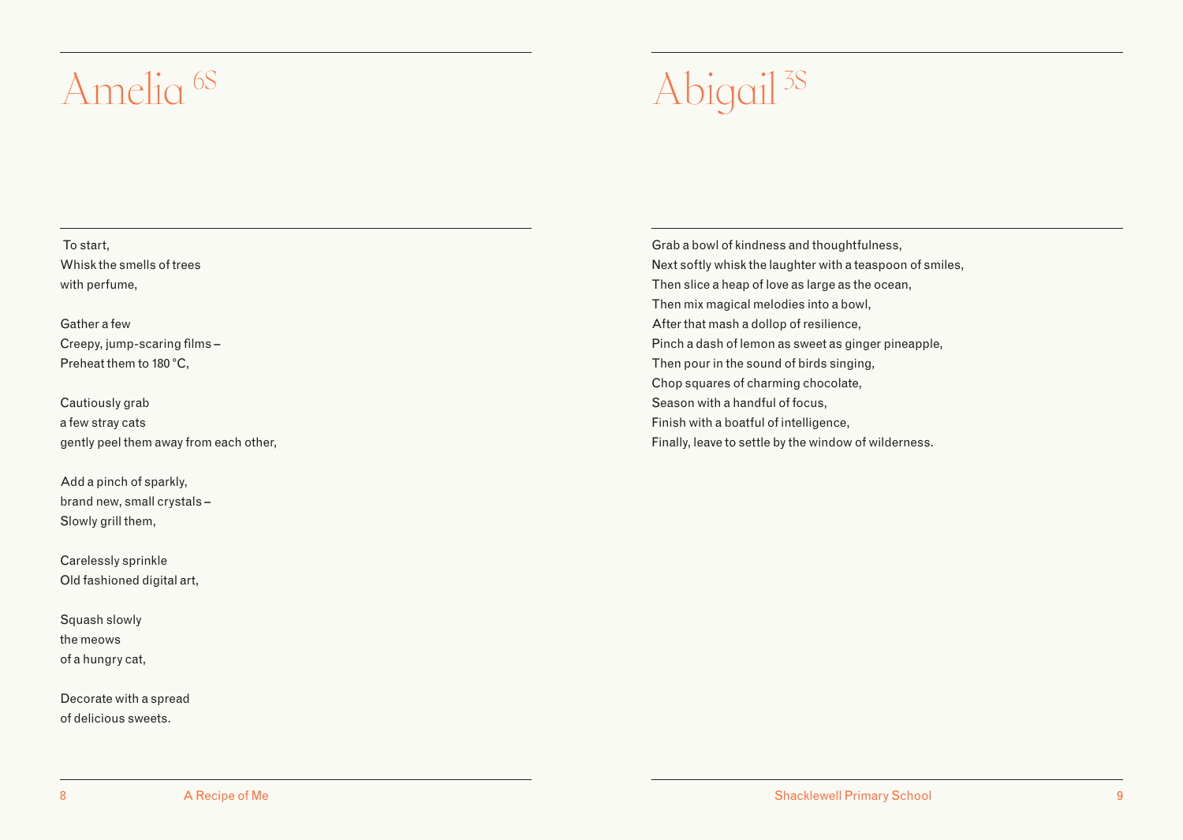# Amelia 6S

To start,
Whisk the smells of trees
with perfume,

Gather a few
Creepy, jump-scaring films –
Preheat them to 180 °C,

Cautiously grab
a few stray cats
gently peel them away from each other,

Add a pinch of sparkly,
brand new, small crystals –
Slowly grill them,

Carelessly sprinkle
Old fashioned digital art,

Squash slowly
the meows
of a hungry cat,

Decorate with a spread
of delicious sweets.

# Abigail 3S

Grab a bowl of kindness and thoughtfulness,
Next softly whisk the laughter with a teaspoon of smiles,
Then slice a heap of love as large as the ocean,
Then mix magical melodies into a bowl,
After that mash a dollop of resilience,
Pinch a dash of lemon as sweet as ginger pineapple,
Then pour in the sound of birds singing,
Chop squares of charming chocolate,
Season with a handful of focus,
Finish with a boatful of intelligence,
Finally, leave to settle by the window of wilderness.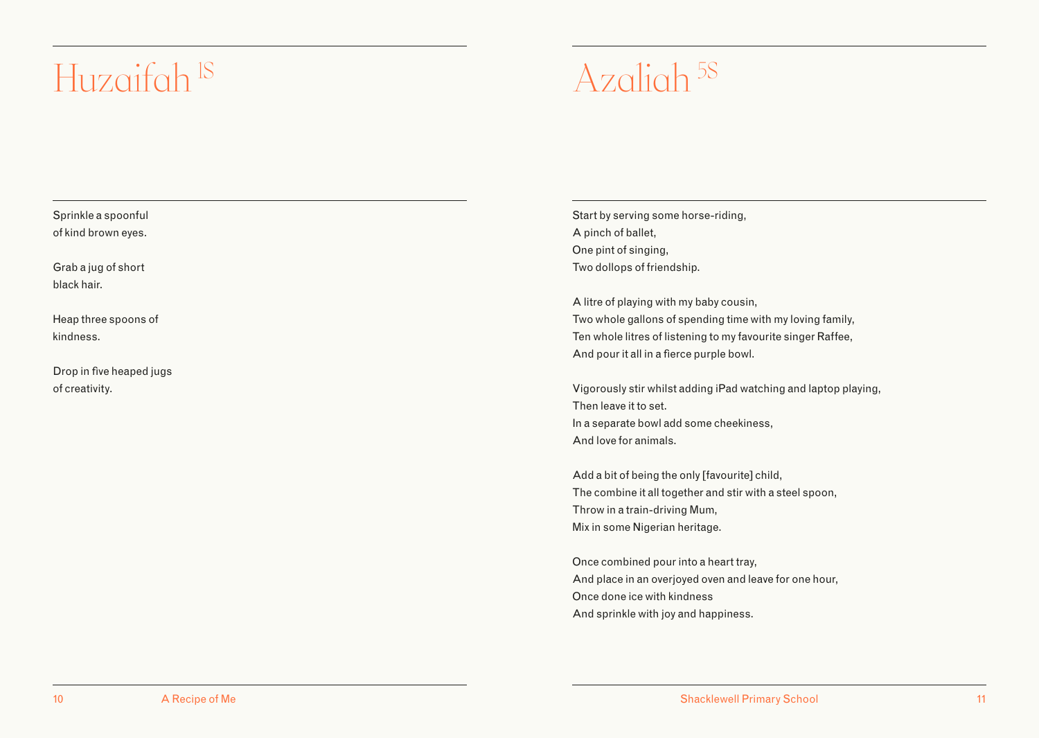# Huzaifah 1S

Sprinkle a spoonful
of kind brown eyes.

Grab a jug of short
black hair.

Heap three spoons of
kindness.

Drop in five heaped jugs
of creativity.

# Azaliah 5S

Start by serving some horse-riding,
A pinch of ballet,
One pint of singing,
Two dollops of friendship.

A litre of playing with my baby cousin,
Two whole gallons of spending time with my loving family,
Ten whole litres of listening to my favourite singer Raffee,
And pour it all in a fierce purple bowl.

Vigorously stir whilst adding iPad watching and laptop playing,
Then leave it to set.
In a separate bowl add some cheekiness,
And love for animals.

Add a bit of being the only [favourite] child,
The combine it all together and stir with a steel spoon,
Throw in a train-driving Mum,
Mix in some Nigerian heritage.

Once combined pour into a heart tray,
And place in an overjoyed oven and leave for one hour,
Once done ice with kindness
And sprinkle with joy and happiness.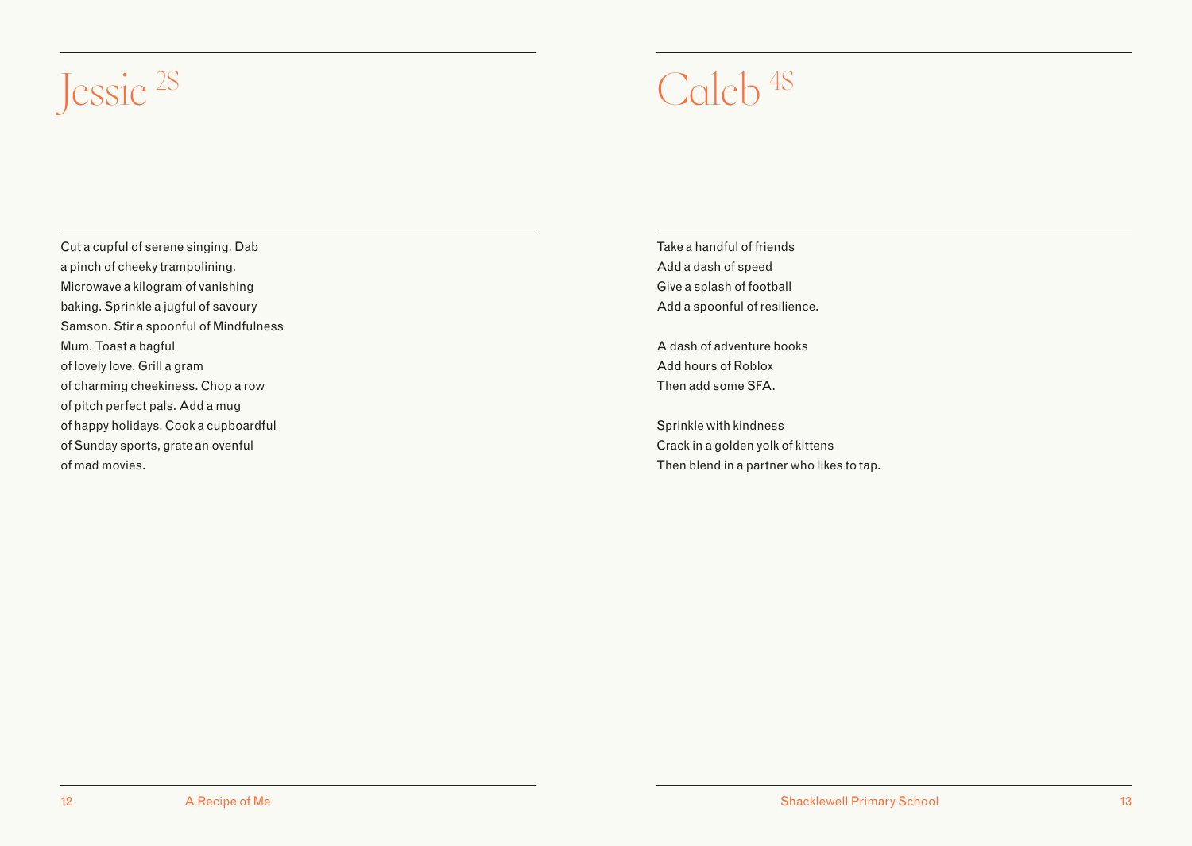# Jessie [2S]

Cut a cupful of serene singing. Dab
a pinch of cheeky trampolining.
Microwave a kilogram of vanishing
baking. Sprinkle a jugful of savoury
Samson. Stir a spoonful of Mindfulness
Mum. Toast a bagful
of lovely love. Grill a gram
of charming cheekiness. Chop a row
of pitch perfect pals. Add a mug
of happy holidays. Cook a cupboardful
of Sunday sports, grate an ovenful
of mad movies.

# Caleb [4S]

Take a handful of friends
Add a dash of speed
Give a splash of football
Add a spoonful of resilience.

A dash of adventure books
Add hours of Roblox
Then add some SFA.

Sprinkle with kindness
Crack in a golden yolk of kittens
Then blend in a partner who likes to tap.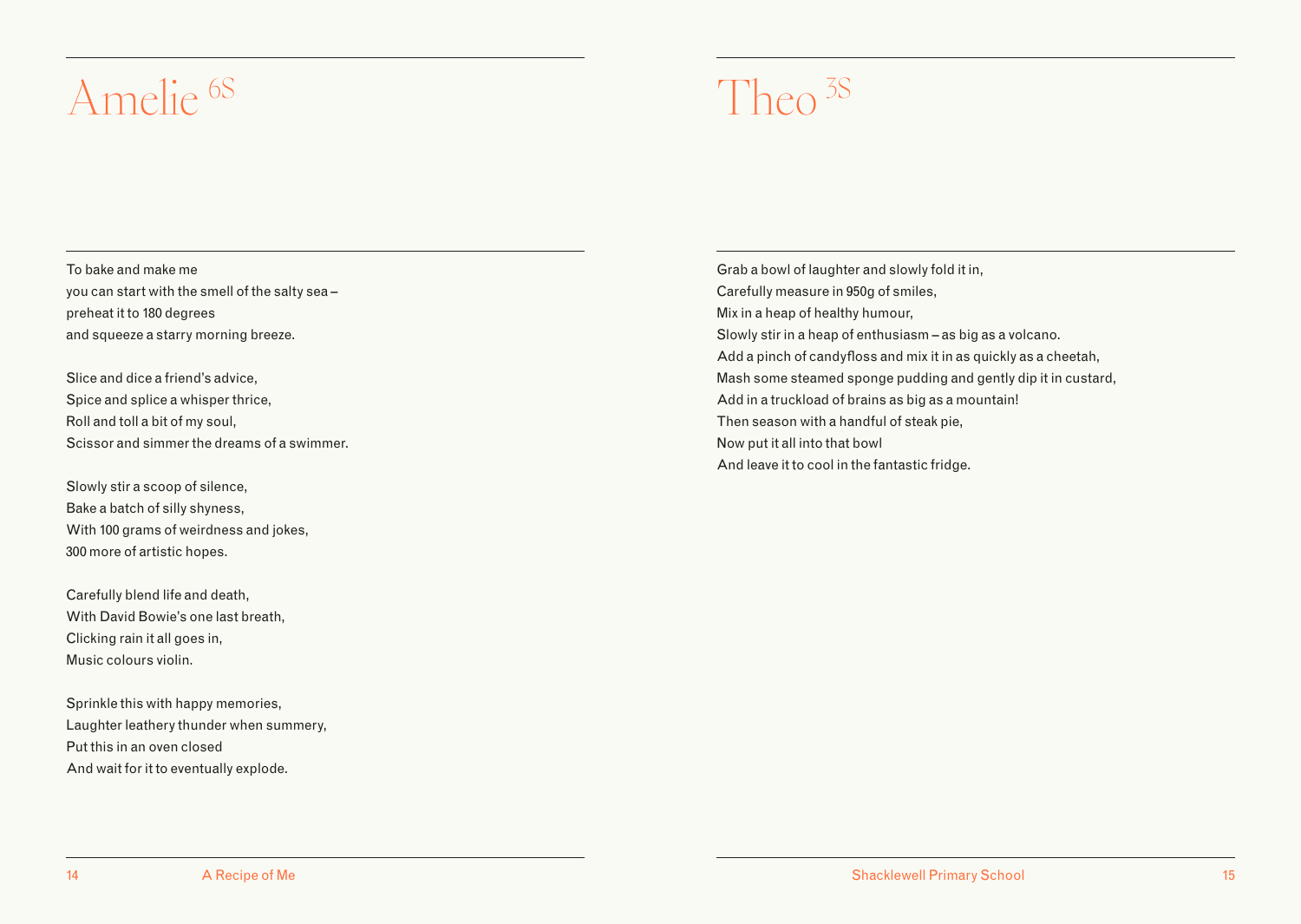# Amelie 6S

To bake and make me
you can start with the smell of the salty sea –
preheat it to 180 degrees
and squeeze a starry morning breeze.

Slice and dice a friend's advice,
Spice and splice a whisper thrice,
Roll and toll a bit of my soul,
Scissor and simmer the dreams of a swimmer.

Slowly stir a scoop of silence,
Bake a batch of silly shyness,
With 100 grams of weirdness and jokes,
300 more of artistic hopes.

Carefully blend life and death,
With David Bowie's one last breath,
Clicking rain it all goes in,
Music colours violin.

Sprinkle this with happy memories,
Laughter leathery thunder when summery,
Put this in an oven closed
And wait for it to eventually explode.

# Theo 3S

Grab a bowl of laughter and slowly fold it in,
Carefully measure in 950g of smiles,
Mix in a heap of healthy humour,
Slowly stir in a heap of enthusiasm – as big as a volcano.
Add a pinch of candyfloss and mix it in as quickly as a cheetah,
Mash some steamed sponge pudding and gently dip it in custard,
Add in a truckload of brains as big as a mountain!
Then season with a handful of steak pie,
Now put it all into that bowl
And leave it to cool in the fantastic fridge.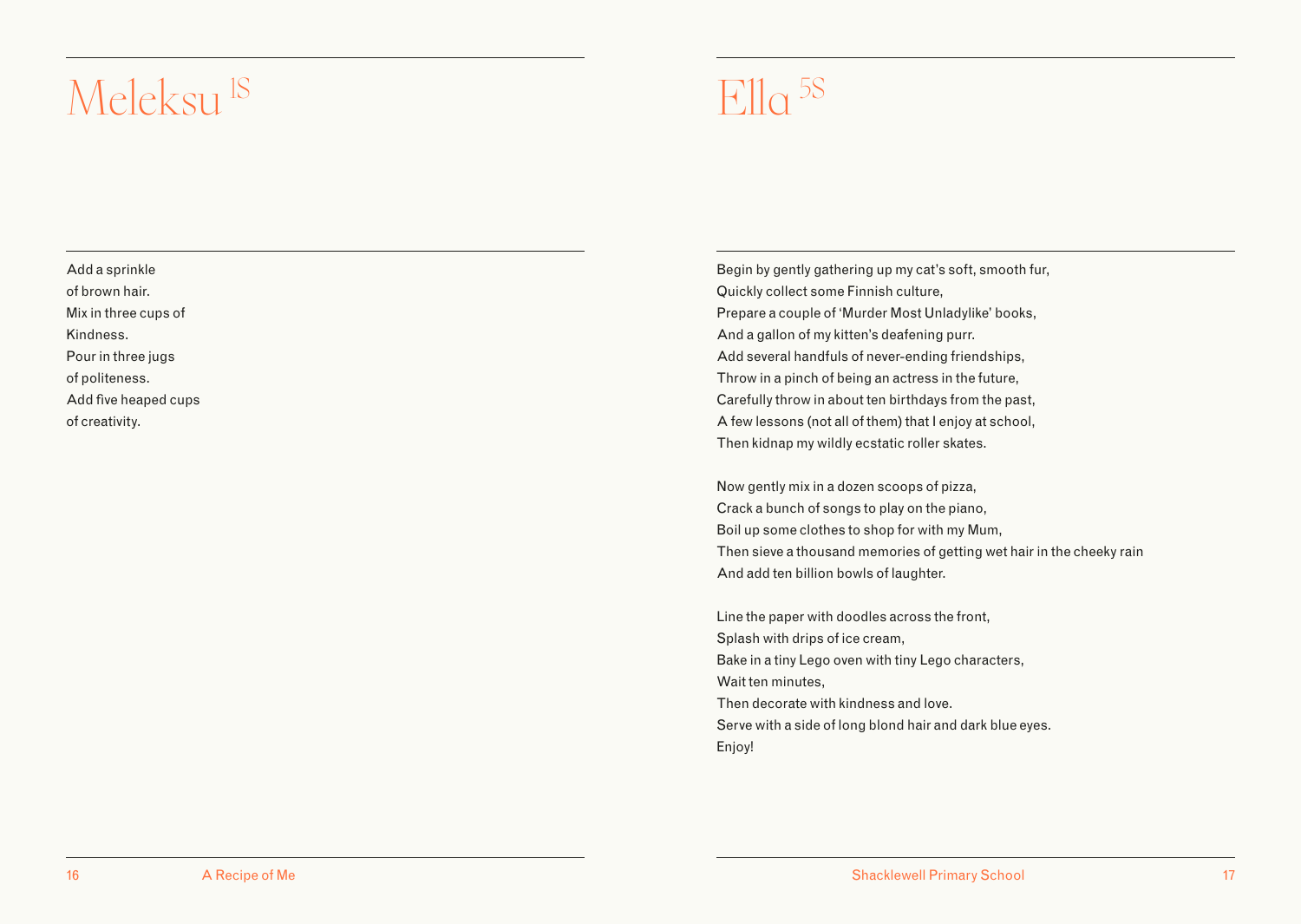# Meleksu 1S

Add a sprinkle
of brown hair.
Mix in three cups of
Kindness.
Pour in three jugs
of politeness.
Add five heaped cups
of creativity.

# Ella 5S

Begin by gently gathering up my cat's soft, smooth fur,
Quickly collect some Finnish culture,
Prepare a couple of 'Murder Most Unladylike' books,
And a gallon of my kitten's deafening purr.
Add several handfuls of never-ending friendships,
Throw in a pinch of being an actress in the future,
Carefully throw in about ten birthdays from the past,
A few lessons (not all of them) that I enjoy at school,
Then kidnap my wildly ecstatic roller skates.

Now gently mix in a dozen scoops of pizza,
Crack a bunch of songs to play on the piano,
Boil up some clothes to shop for with my Mum,
Then sieve a thousand memories of getting wet hair in the cheeky rain
And add ten billion bowls of laughter.

Line the paper with doodles across the front,
Splash with drips of ice cream,
Bake in a tiny Lego oven with tiny Lego characters,
Wait ten minutes,
Then decorate with kindness and love.
Serve with a side of long blond hair and dark blue eyes.
Enjoy!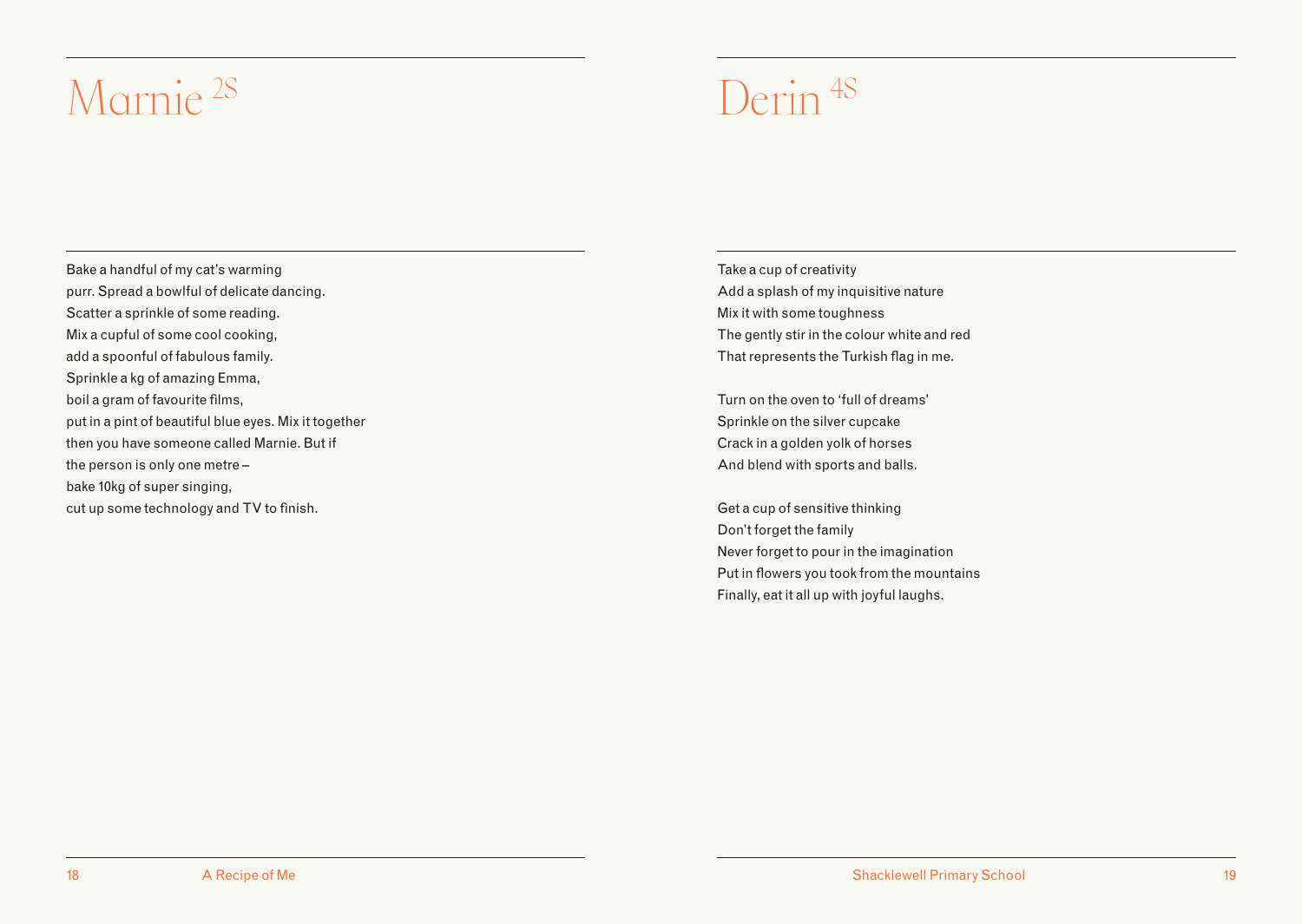# Marnie [2S]

Bake a handful of my cat's warming
purr. Spread a bowlful of delicate dancing.
Scatter a sprinkle of some reading.
Mix a cupful of some cool cooking,
add a spoonful of fabulous family.
Sprinkle a kg of amazing Emma,
boil a gram of favourite films,
put in a pint of beautiful blue eyes. Mix it together
then you have someone called Marnie. But if
the person is only one metre –
bake 10kg of super singing,
cut up some technology and TV to finish.

# Derin [4S]

Take a cup of creativity
Add a splash of my inquisitive nature
Mix it with some toughness
The gently stir in the colour white and red
That represents the Turkish flag in me.

Turn on the oven to 'full of dreams'
Sprinkle on the silver cupcake
Crack in a golden yolk of horses
And blend with sports and balls.

Get a cup of sensitive thinking
Don't forget the family
Never forget to pour in the imagination
Put in flowers you took from the mountains
Finally, eat it all up with joyful laughs.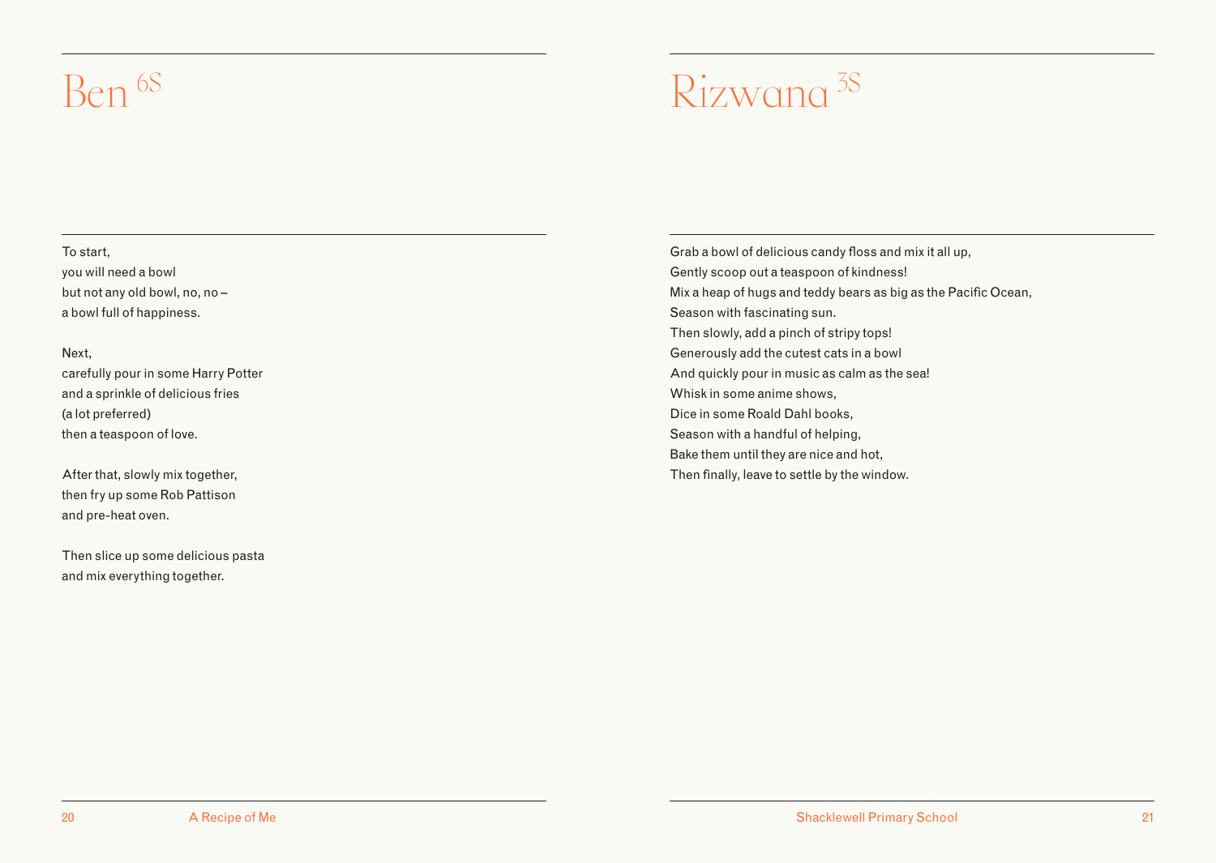# Ben [6S]

To start,
you will need a bowl
but not any old bowl, no, no –
a bowl full of happiness.

Next,
carefully pour in some Harry Potter
and a sprinkle of delicious fries
(a lot preferred)
then a teaspoon of love.

After that, slowly mix together,
then fry up some Rob Pattison
and pre-heat oven.

Then slice up some delicious pasta
and mix everything together.

# Rizwana [3S]

Grab a bowl of delicious candy floss and mix it all up,
Gently scoop out a teaspoon of kindness!
Mix a heap of hugs and teddy bears as big as the Pacific Ocean,
Season with fascinating sun.
Then slowly, add a pinch of stripy tops!
Generously add the cutest cats in a bowl
And quickly pour in music as calm as the sea!
Whisk in some anime shows,
Dice in some Roald Dahl books,
Season with a handful of helping,
Bake them until they are nice and hot,
Then finally, leave to settle by the window.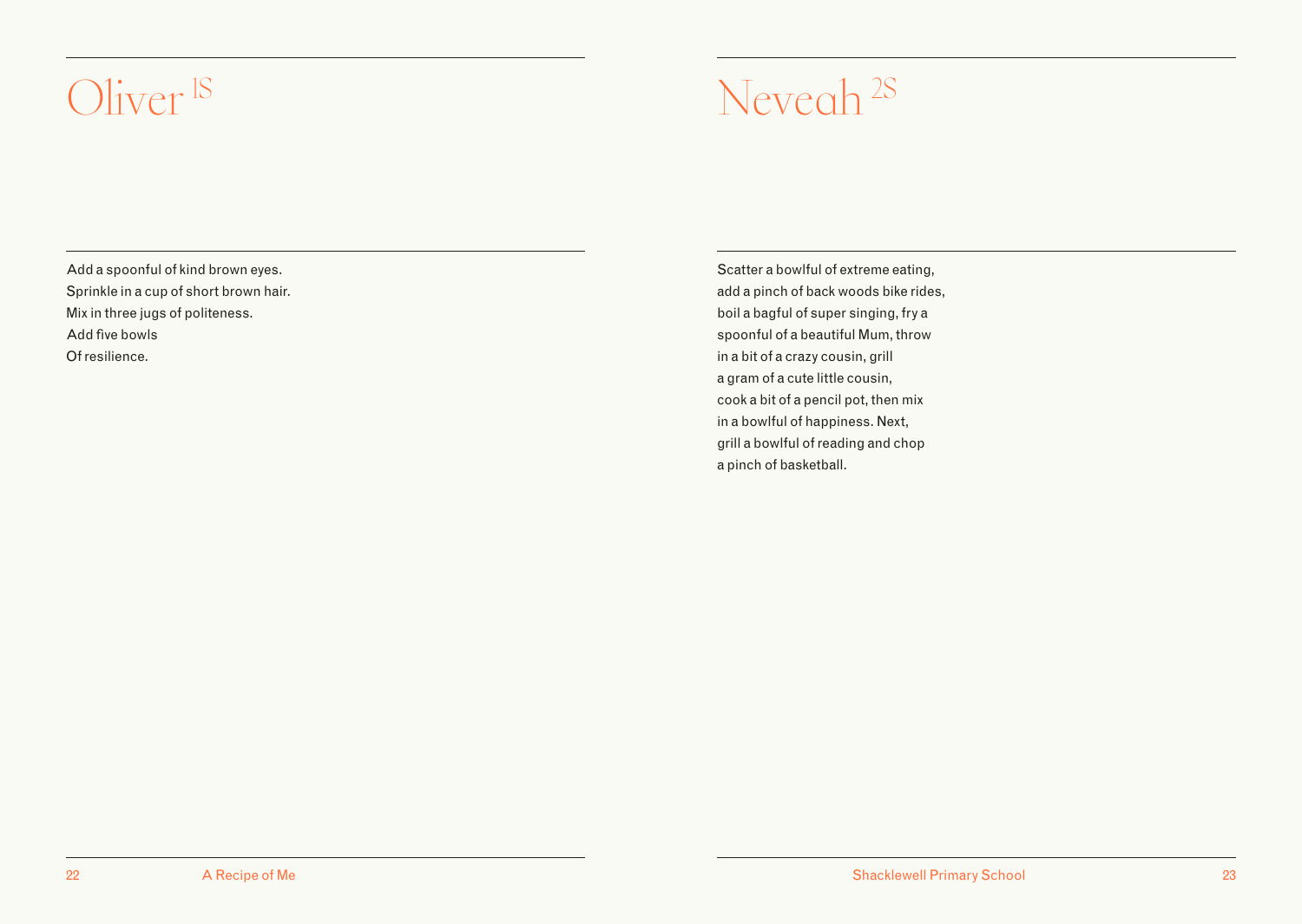# Oliver 1S

Add a spoonful of kind brown eyes.
Sprinkle in a cup of short brown hair.
Mix in three jugs of politeness.
Add five bowls
Of resilience.

# Neveah 2S

Scatter a bowlful of extreme eating,
add a pinch of back woods bike rides,
boil a bagful of super singing, fry a
spoonful of a beautiful Mum, throw
in a bit of a crazy cousin, grill
a gram of a cute little cousin,
cook a bit of a pencil pot, then mix
in a bowlful of happiness. Next,
grill a bowlful of reading and chop
a pinch of basketball.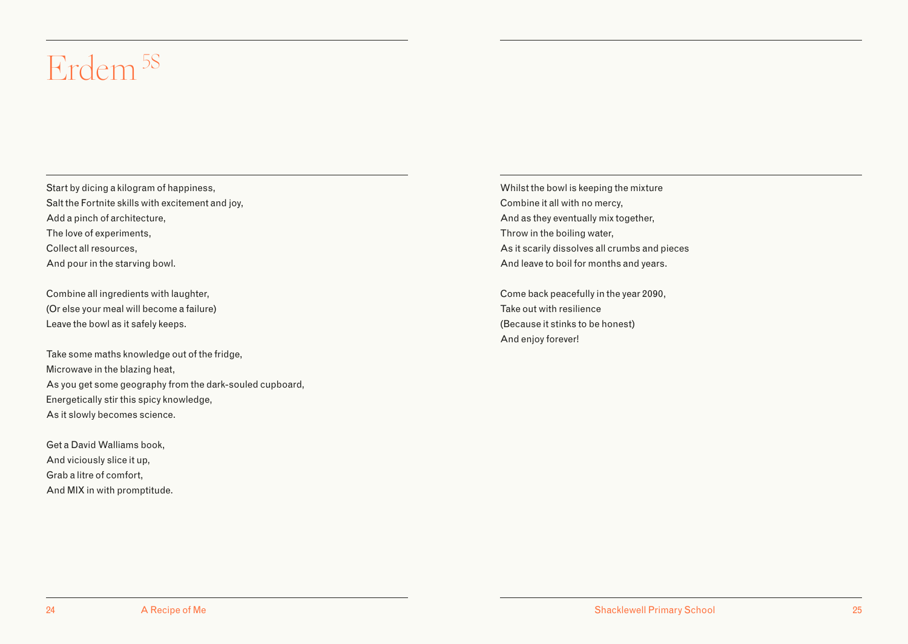# Erdem 5S

Start by dicing a kilogram of happiness,
Salt the Fortnite skills with excitement and joy,
Add a pinch of architecture,
The love of experiments,
Collect all resources,
And pour in the starving bowl.

Combine all ingredients with laughter,
(Or else your meal will become a failure)
Leave the bowl as it safely keeps.

Take some maths knowledge out of the fridge,
Microwave in the blazing heat,
As you get some geography from the dark-souled cupboard,
Energetically stir this spicy knowledge,
As it slowly becomes science.

Get a David Walliams book,
And viciously slice it up,
Grab a litre of comfort,
And MIX in with promptitude.

Whilst the bowl is keeping the mixture
Combine it all with no mercy,
And as they eventually mix together,
Throw in the boiling water,
As it scarily dissolves all crumbs and pieces
And leave to boil for months and years.

Come back peacefully in the year 2090,
Take out with resilience
(Because it stinks to be honest)
And enjoy forever!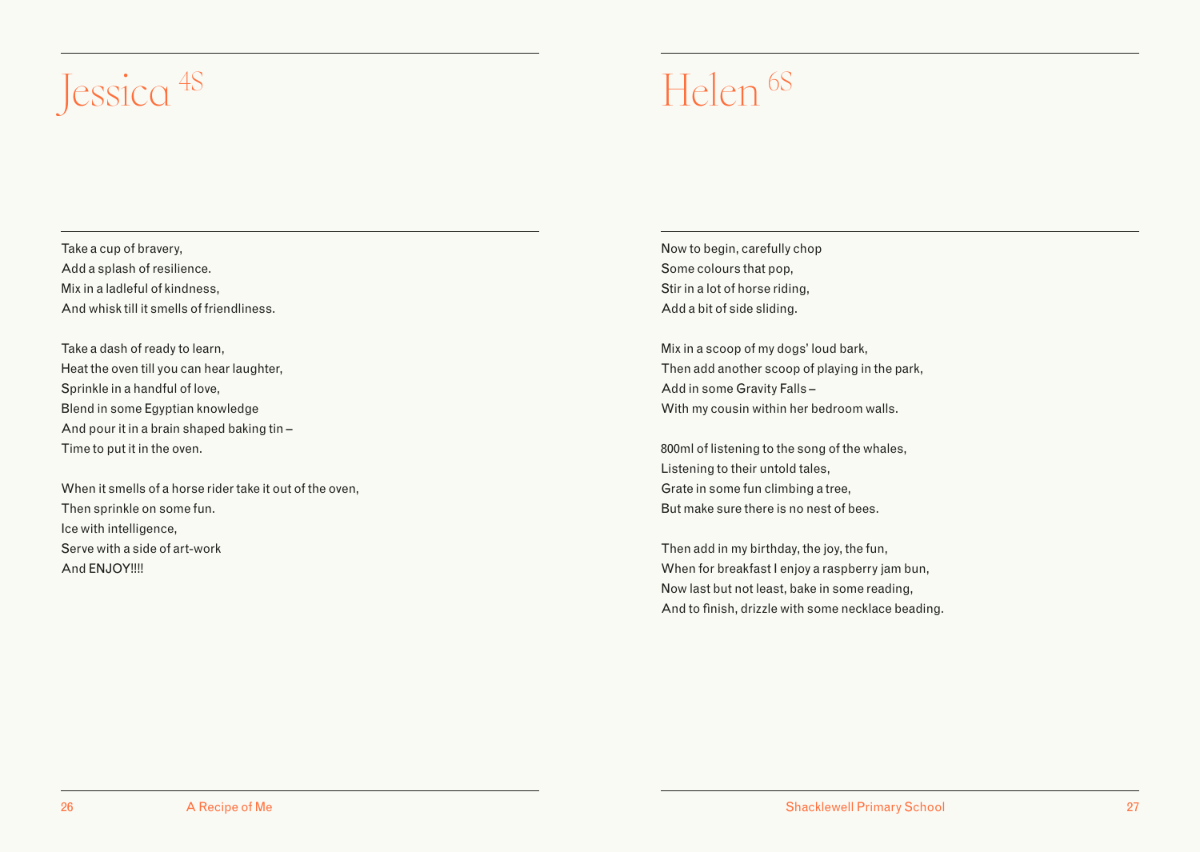# Jessica 4S

Take a cup of bravery,
Add a splash of resilience.
Mix in a ladleful of kindness,
And whisk till it smells of friendliness.

Take a dash of ready to learn,
Heat the oven till you can hear laughter,
Sprinkle in a handful of love,
Blend in some Egyptian knowledge
And pour it in a brain shaped baking tin –
Time to put it in the oven.

When it smells of a horse rider take it out of the oven,
Then sprinkle on some fun.
Ice with intelligence,
Serve with a side of art-work
And ENJOY!!!!

# Helen 6S

Now to begin, carefully chop
Some colours that pop,
Stir in a lot of horse riding,
Add a bit of side sliding.

Mix in a scoop of my dogs' loud bark,
Then add another scoop of playing in the park,
Add in some Gravity Falls –
With my cousin within her bedroom walls.

800ml of listening to the song of the whales,
Listening to their untold tales,
Grate in some fun climbing a tree,
But make sure there is no nest of bees.

Then add in my birthday, the joy, the fun,
When for breakfast I enjoy a raspberry jam bun,
Now last but not least, bake in some reading,
And to finish, drizzle with some necklace beading.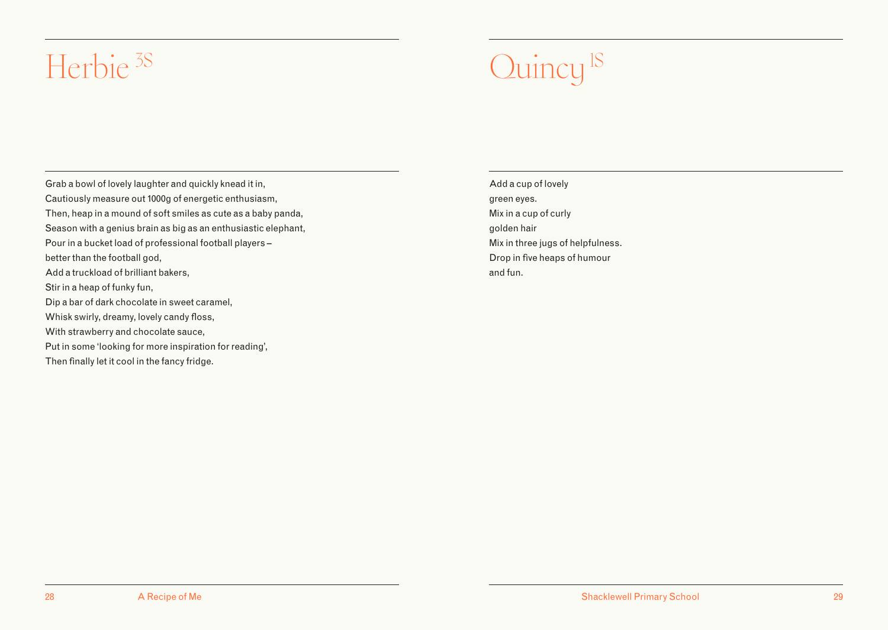# Herbie [3S]

Grab a bowl of lovely laughter and quickly knead it in,
Cautiously measure out 1000g of energetic enthusiasm,
Then, heap in a mound of soft smiles as cute as a baby panda,
Season with a genius brain as big as an enthusiastic elephant,
Pour in a bucket load of professional football players –
better than the football god,
Add a truckload of brilliant bakers,
Stir in a heap of funky fun,
Dip a bar of dark chocolate in sweet caramel,
Whisk swirly, dreamy, lovely candy floss,
With strawberry and chocolate sauce,
Put in some 'looking for more inspiration for reading',
Then finally let it cool in the fancy fridge.

# Quincy [1S]

Add a cup of lovely
green eyes.
Mix in a cup of curly
golden hair
Mix in three jugs of helpfulness.
Drop in five heaps of humour
and fun.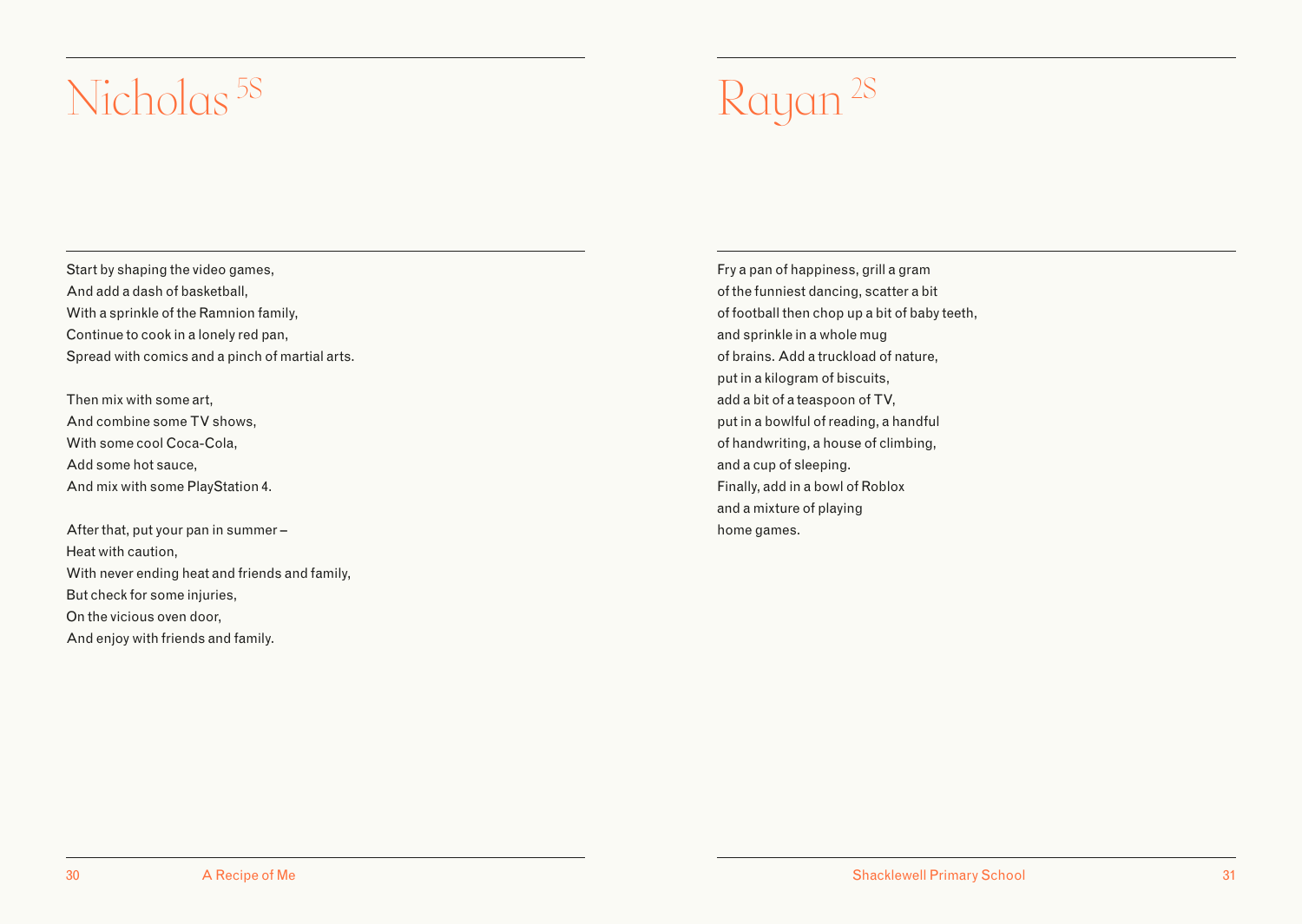# Nicholas 5S

Start by shaping the video games,
And add a dash of basketball,
With a sprinkle of the Ramnion family,
Continue to cook in a lonely red pan,
Spread with comics and a pinch of martial arts.

Then mix with some art,
And combine some TV shows,
With some cool Coca-Cola,
Add some hot sauce,
And mix with some PlayStation 4.

After that, put your pan in summer –
Heat with caution,
With never ending heat and friends and family,
But check for some injuries,
On the vicious oven door,
And enjoy with friends and family.

# Rayan 2S

Fry a pan of happiness, grill a gram
of the funniest dancing, scatter a bit
of football then chop up a bit of baby teeth,
and sprinkle in a whole mug
of brains. Add a truckload of nature,
put in a kilogram of biscuits,
add a bit of a teaspoon of TV,
put in a bowlful of reading, a handful
of handwriting, a house of climbing,
and a cup of sleeping.
Finally, add in a bowl of Roblox
and a mixture of playing
home games.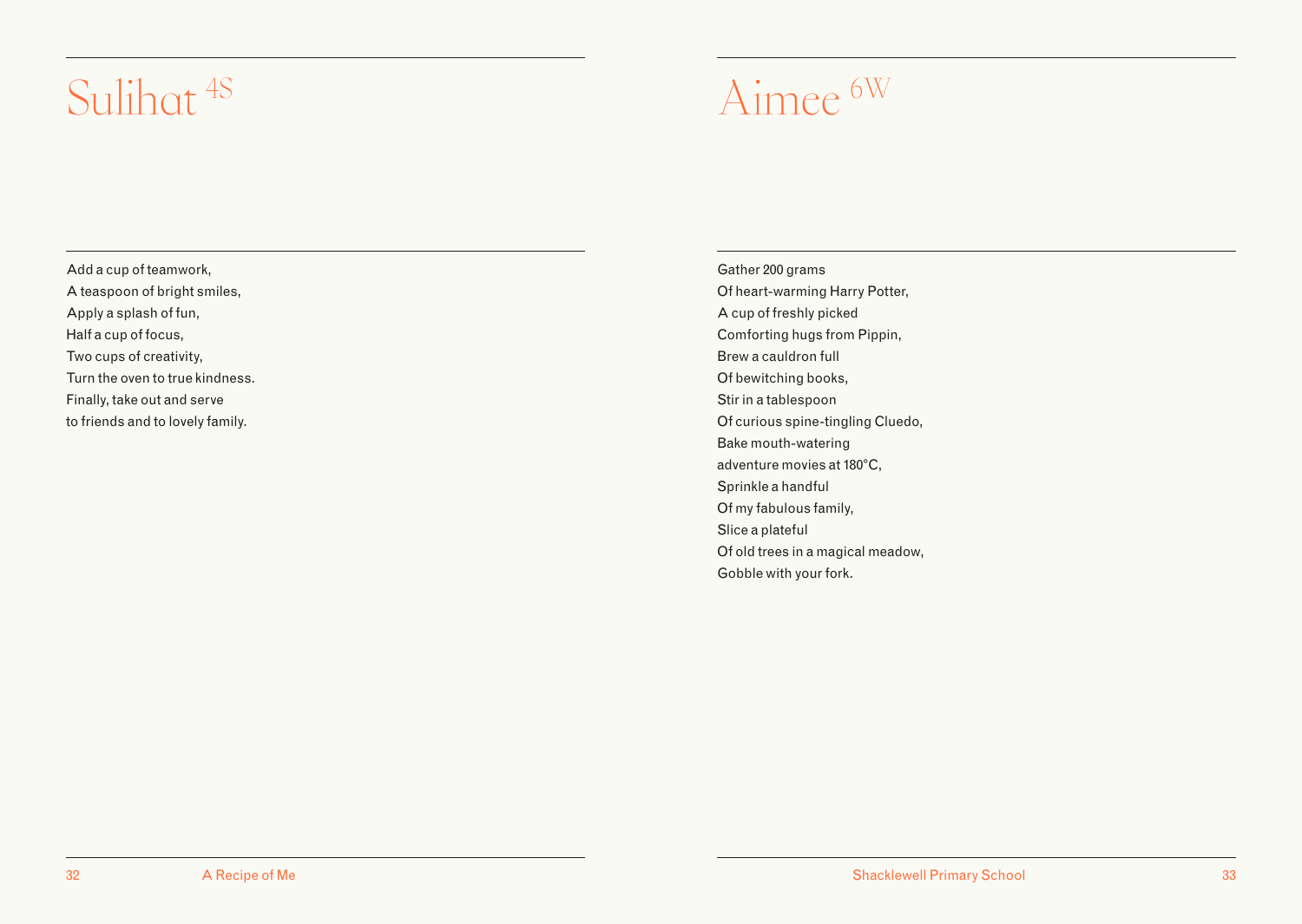# Sulihat 4S

Add a cup of teamwork,
A teaspoon of bright smiles,
Apply a splash of fun,
Half a cup of focus,
Two cups of creativity,
Turn the oven to true kindness.
Finally, take out and serve
to friends and to lovely family.

# Aimee 6W

Gather 200 grams
Of heart-warming Harry Potter,
A cup of freshly picked
Comforting hugs from Pippin,
Brew a cauldron full
Of bewitching books,
Stir in a tablespoon
Of curious spine-tingling Cluedo,
Bake mouth-watering
adventure movies at 180°C,
Sprinkle a handful
Of my fabulous family,
Slice a plateful
Of old trees in a magical meadow,
Gobble with your fork.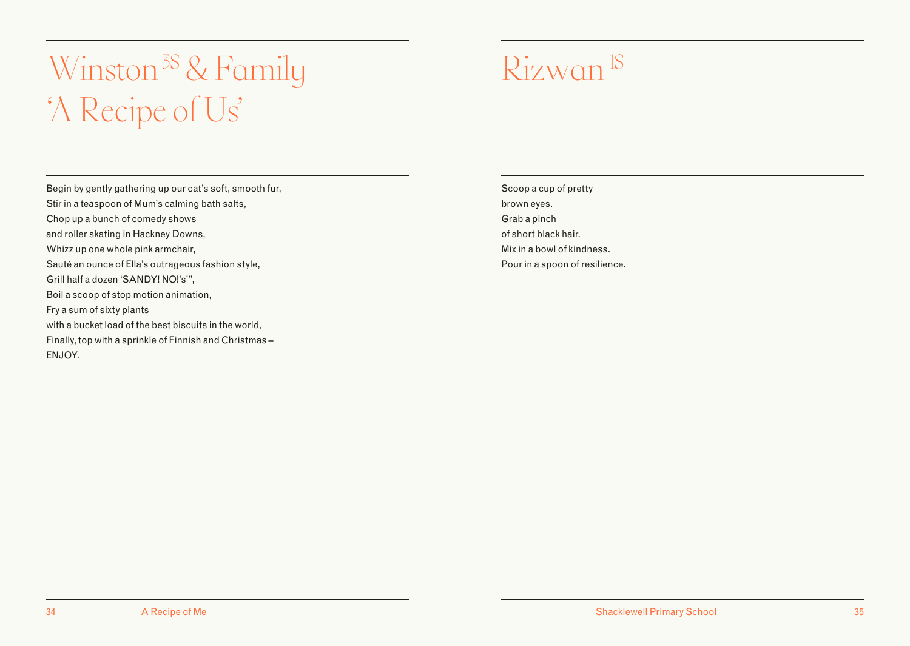# Winston [3S] & Family 'A Recipe of Us'

Begin by gently gathering up our cat's soft, smooth fur,
Stir in a teaspoon of Mum's calming bath salts,
Chop up a bunch of comedy shows
and roller skating in Hackney Downs,
Whizz up one whole pink armchair,
Sauté an ounce of Ella's outrageous fashion style,
Grill half a dozen 'SANDY! NO!'s'',
Boil a scoop of stop motion animation,
Fry a sum of sixty plants
with a bucket load of the best biscuits in the world,
Finally, top with a sprinkle of Finnish and Christmas –
ENJOY.

# Rizwan [1S]

Scoop a cup of pretty
brown eyes.
Grab a pinch
of short black hair.
Mix in a bowl of kindness.
Pour in a spoon of resilience.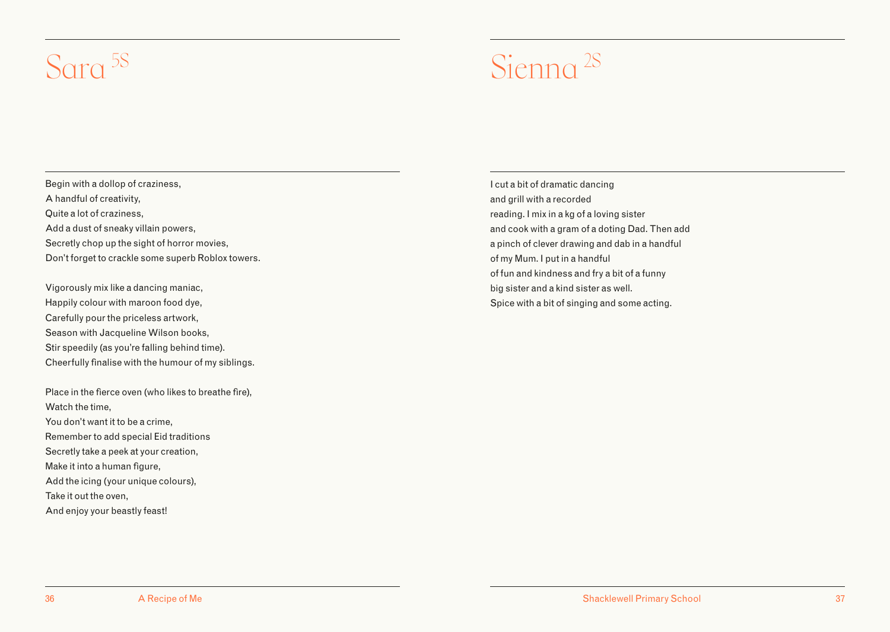# Sara 5S

Begin with a dollop of craziness,
A handful of creativity,
Quite a lot of craziness,
Add a dust of sneaky villain powers,
Secretly chop up the sight of horror movies,
Don't forget to crackle some superb Roblox towers.

Vigorously mix like a dancing maniac,
Happily colour with maroon food dye,
Carefully pour the priceless artwork,
Season with Jacqueline Wilson books,
Stir speedily (as you're falling behind time).
Cheerfully finalise with the humour of my siblings.

Place in the fierce oven (who likes to breathe fire),
Watch the time,
You don't want it to be a crime,
Remember to add special Eid traditions
Secretly take a peek at your creation,
Make it into a human figure,
Add the icing (your unique colours),
Take it out the oven,
And enjoy your beastly feast!

# Sienna 2S

I cut a bit of dramatic dancing
and grill with a recorded
reading. I mix in a kg of a loving sister
and cook with a gram of a doting Dad. Then add
a pinch of clever drawing and dab in a handful
of my Mum. I put in a handful
of fun and kindness and fry a bit of a funny
big sister and a kind sister as well.
Spice with a bit of singing and some acting.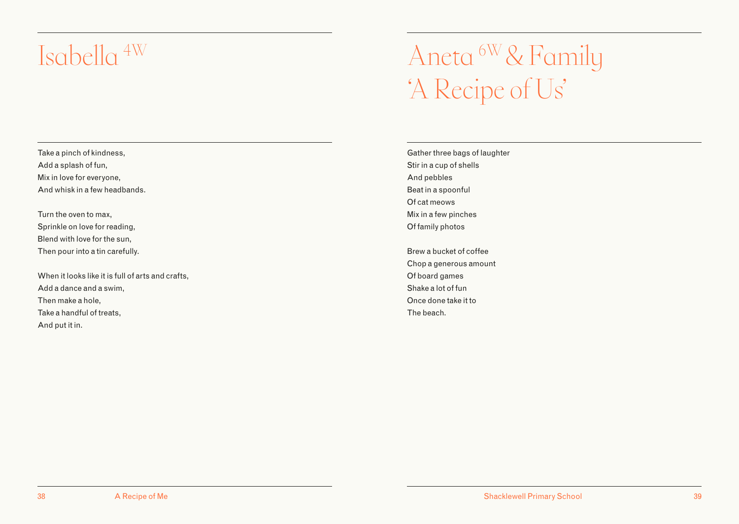# Isabella [4W]

Take a pinch of kindness,
Add a splash of fun,
Mix in love for everyone,
And whisk in a few headbands.

Turn the oven to max,
Sprinkle on love for reading,
Blend with love for the sun,
Then pour into a tin carefully.

When it looks like it is full of arts and crafts,
Add a dance and a swim,
Then make a hole,
Take a handful of treats,
And put it in.

# Aneta [6W] & Family 'A Recipe of Us'

Gather three bags of laughter
Stir in a cup of shells
And pebbles
Beat in a spoonful
Of cat meows
Mix in a few pinches
Of family photos

Brew a bucket of coffee
Chop a generous amount
Of board games
Shake a lot of fun
Once done take it to
The beach.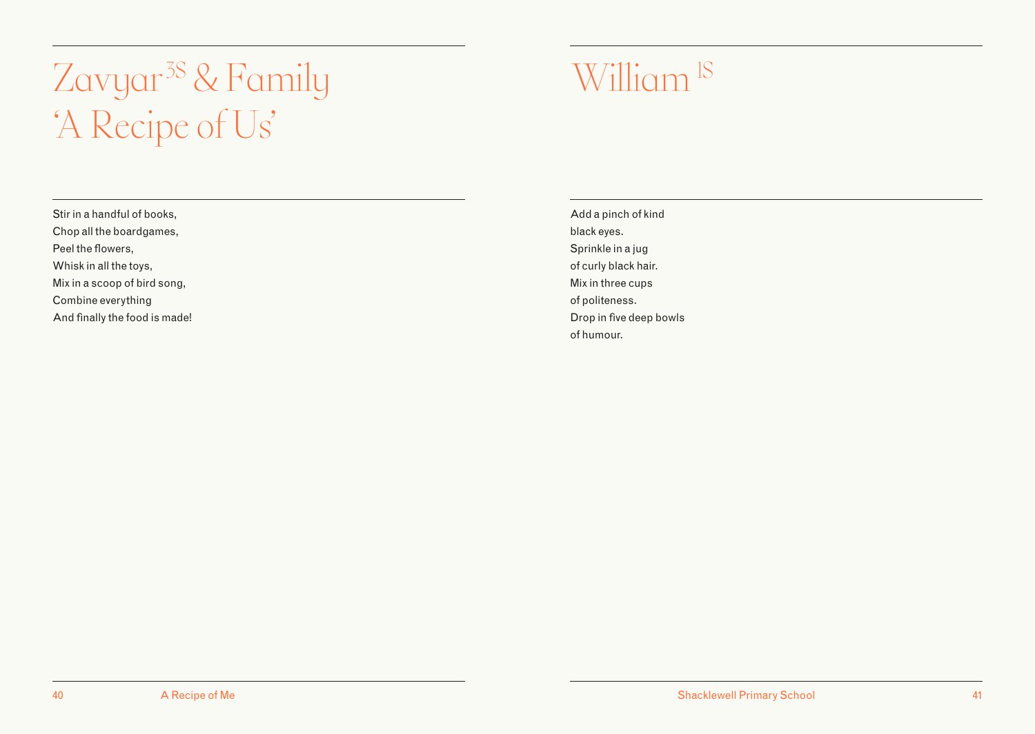# Zavyar[3S] & Family 'A Recipe of Us'

Stir in a handful of books,
Chop all the boardgames,
Peel the flowers,
Whisk in all the toys,
Mix in a scoop of bird song,
Combine everything
And finally the food is made!

# William [1S]

Add a pinch of kind
black eyes.
Sprinkle in a jug
of curly black hair.
Mix in three cups
of politeness.
Drop in five deep bowls
of humour.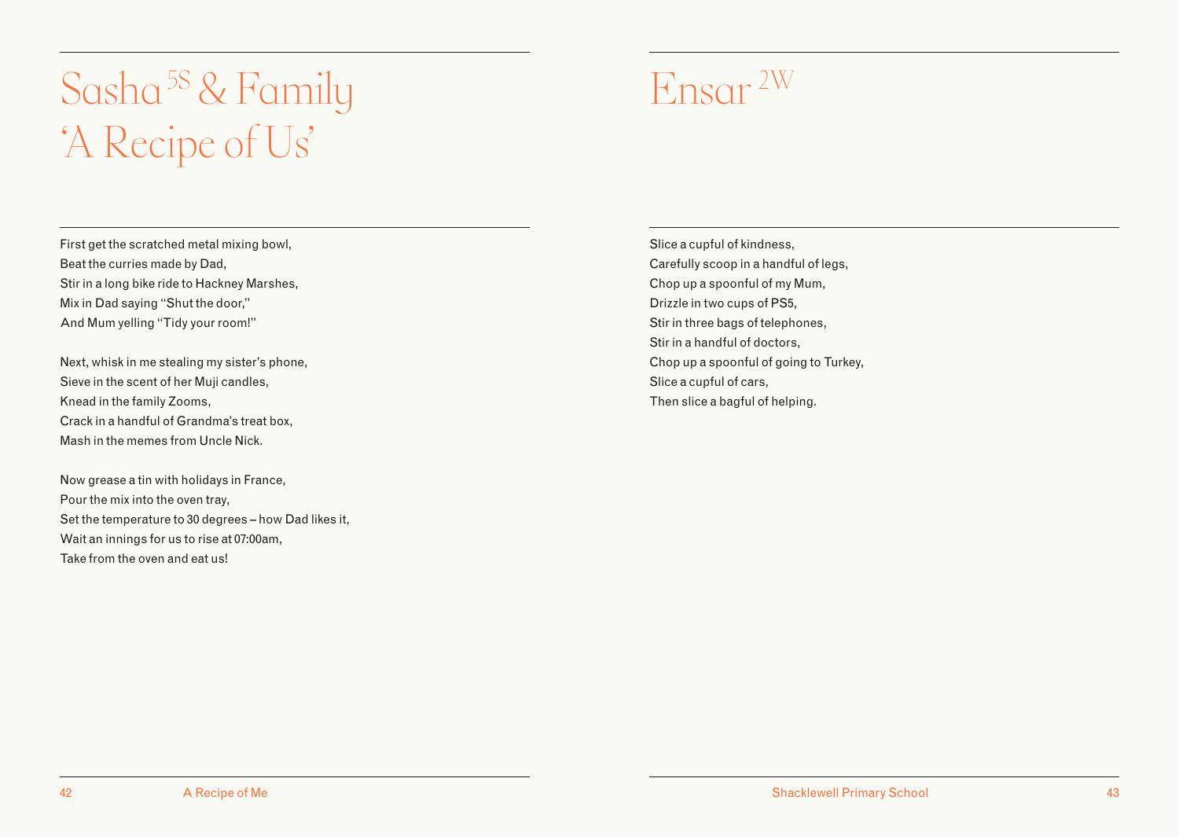# Sasha 5S & Family 'A Recipe of Us'

First get the scratched metal mixing bowl,
Beat the curries made by Dad,
Stir in a long bike ride to Hackney Marshes,
Mix in Dad saying "Shut the door,"
And Mum yelling "Tidy your room!"

Next, whisk in me stealing my sister's phone,
Sieve in the scent of her Muji candles,
Knead in the family Zooms,
Crack in a handful of Grandma's treat box,
Mash in the memes from Uncle Nick.

Now grease a tin with holidays in France,
Pour the mix into the oven tray,
Set the temperature to 30 degrees – how Dad likes it,
Wait an innings for us to rise at 07:00am,
Take from the oven and eat us!

# Ensar 2W

Slice a cupful of kindness,
Carefully scoop in a handful of legs,
Chop up a spoonful of my Mum,
Drizzle in two cups of PS5,
Stir in three bags of telephones,
Stir in a handful of doctors,
Chop up a spoonful of going to Turkey,
Slice a cupful of cars,
Then slice a bagful of helping.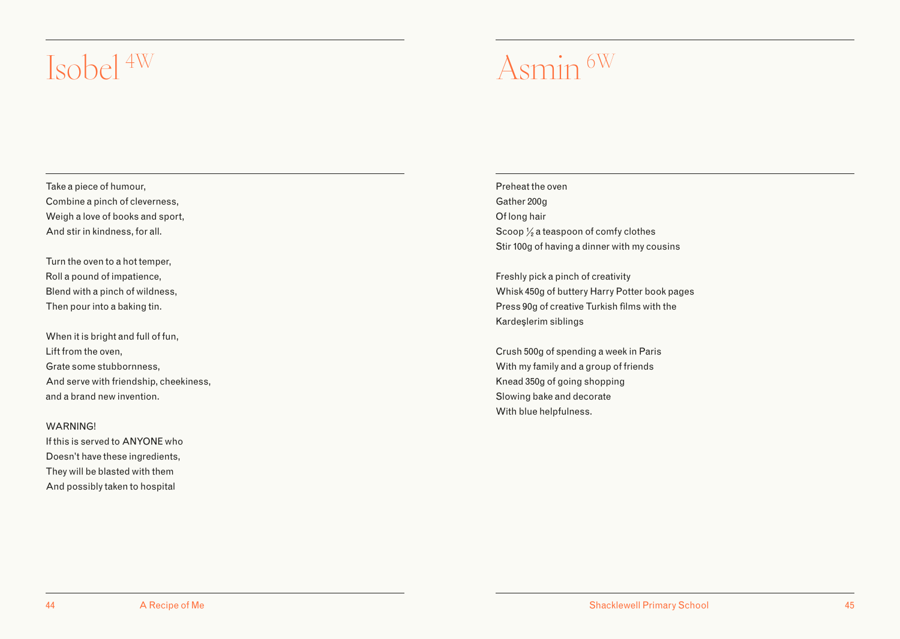# Isobel 4W

Take a piece of humour,
Combine a pinch of cleverness,
Weigh a love of books and sport,
And stir in kindness, for all.

Turn the oven to a hot temper,
Roll a pound of impatience,
Blend with a pinch of wildness,
Then pour into a baking tin.

When it is bright and full of fun,
Lift from the oven,
Grate some stubbornness,
And serve with friendship, cheekiness,
and a brand new invention.

WARNING!
If this is served to ANYONE who
Doesn't have these ingredients,
They will be blasted with them
And possibly taken to hospital

# Asmin 6W

Preheat the oven
Gather 200g
Of long hair
Scoop ½ a teaspoon of comfy clothes
Stir 100g of having a dinner with my cousins

Freshly pick a pinch of creativity
Whisk 450g of buttery Harry Potter book pages
Press 90g of creative Turkish films with the
Kardeşlerim siblings

Crush 500g of spending a week in Paris
With my family and a group of friends
Knead 350g of going shopping
Slowing bake and decorate
With blue helpfulness.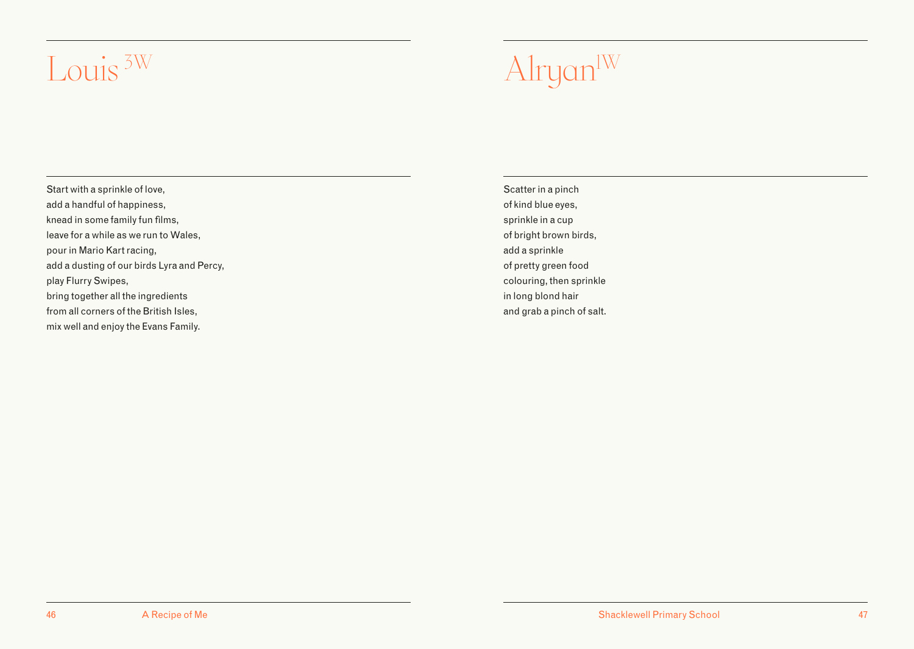# Louis [3W]

Start with a sprinkle of love,
add a handful of happiness,
knead in some family fun films,
leave for a while as we run to Wales,
pour in Mario Kart racing,
add a dusting of our birds Lyra and Percy,
play Flurry Swipes,
bring together all the ingredients
from all corners of the British Isles,
mix well and enjoy the Evans Family.

# Alryan [1W]

Scatter in a pinch
of kind blue eyes,
sprinkle in a cup
of bright brown birds,
add a sprinkle
of pretty green food
colouring, then sprinkle
in long blond hair
and grab a pinch of salt.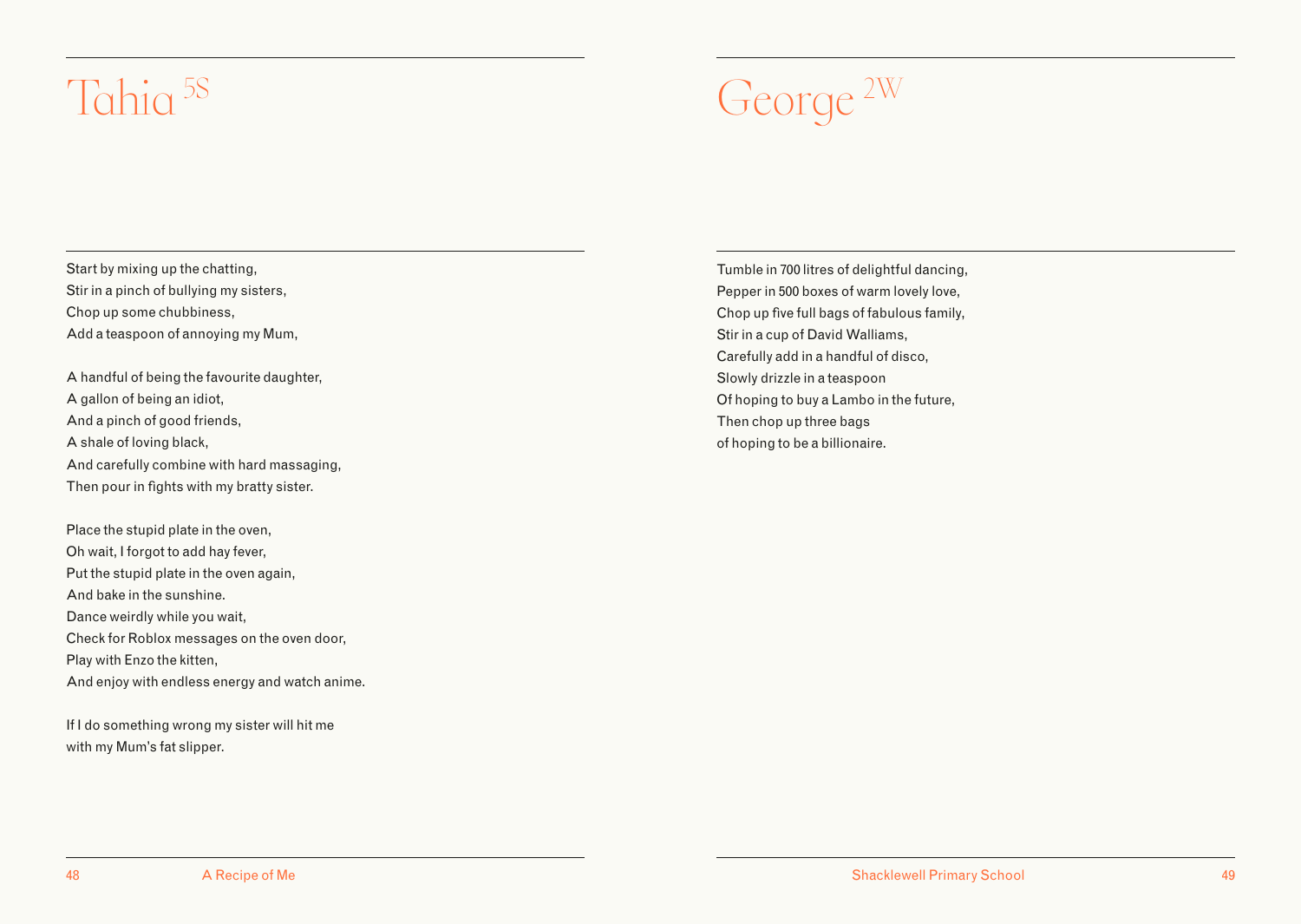# Tahia 5S

Start by mixing up the chatting,
Stir in a pinch of bullying my sisters,
Chop up some chubbiness,
Add a teaspoon of annoying my Mum,

A handful of being the favourite daughter,
A gallon of being an idiot,
And a pinch of good friends,
A shale of loving black,
And carefully combine with hard massaging,
Then pour in fights with my bratty sister.

Place the stupid plate in the oven,
Oh wait, I forgot to add hay fever,
Put the stupid plate in the oven again,
And bake in the sunshine.
Dance weirdly while you wait,
Check for Roblox messages on the oven door,
Play with Enzo the kitten,
And enjoy with endless energy and watch anime.

If I do something wrong my sister will hit me
with my Mum's fat slipper.

# George 2W

Tumble in 700 litres of delightful dancing,
Pepper in 500 boxes of warm lovely love,
Chop up five full bags of fabulous family,
Stir in a cup of David Walliams,
Carefully add in a handful of disco,
Slowly drizzle in a teaspoon
Of hoping to buy a Lambo in the future,
Then chop up three bags
of hoping to be a billionaire.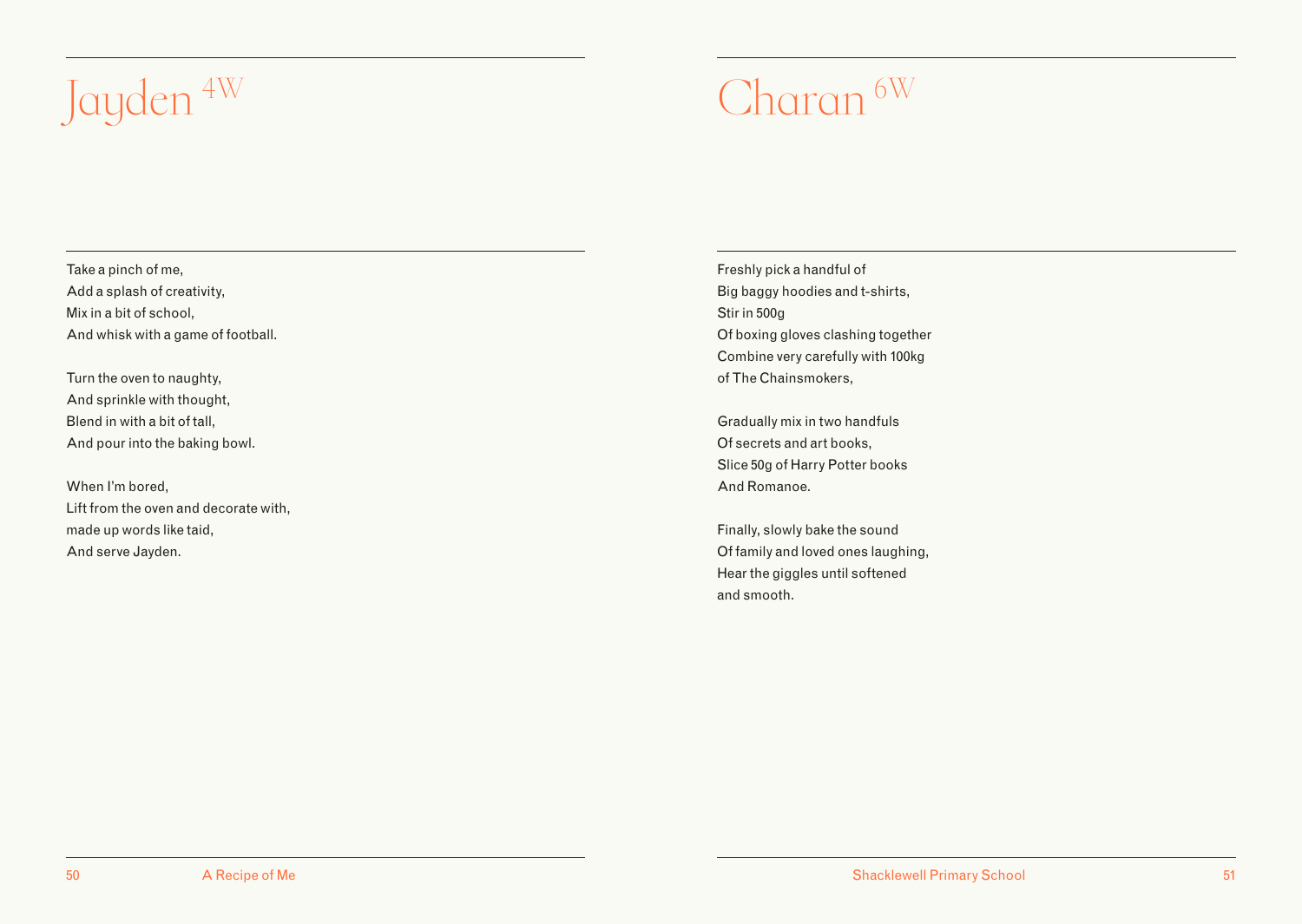# Jayden 4W

Take a pinch of me,
Add a splash of creativity,
Mix in a bit of school,
And whisk with a game of football.

Turn the oven to naughty,
And sprinkle with thought,
Blend in with a bit of tall,
And pour into the baking bowl.

When I'm bored,
Lift from the oven and decorate with,
made up words like taid,
And serve Jayden.

# Charan 6W

Freshly pick a handful of
Big baggy hoodies and t-shirts,
Stir in 500g
Of boxing gloves clashing together
Combine very carefully with 100kg
of The Chainsmokers,

Gradually mix in two handfuls
Of secrets and art books,
Slice 50g of Harry Potter books
And Romanoe.

Finally, slowly bake the sound
Of family and loved ones laughing,
Hear the giggles until softened
and smooth.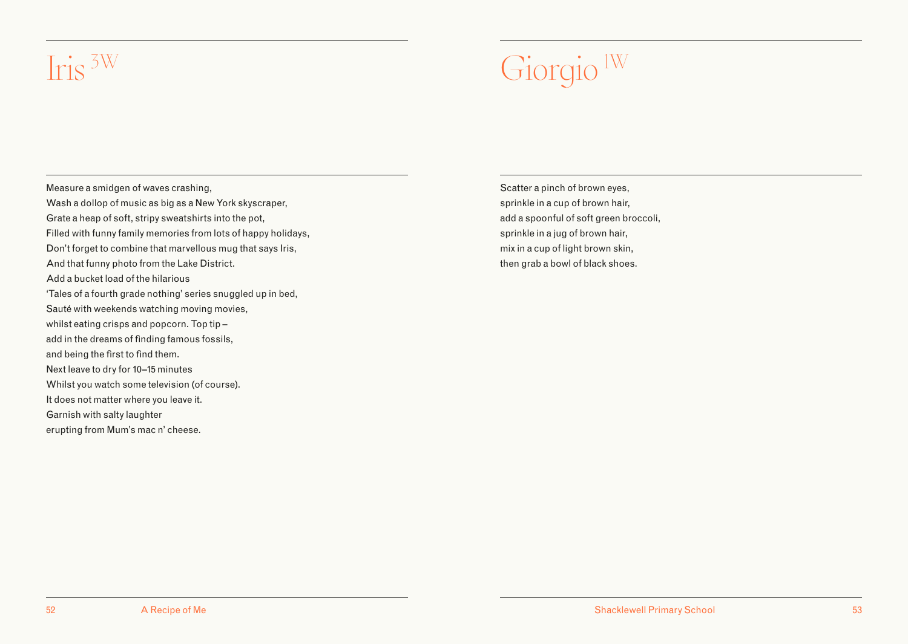# Iris [3W]

Measure a smidgen of waves crashing,
Wash a dollop of music as big as a New York skyscraper,
Grate a heap of soft, stripy sweatshirts into the pot,
Filled with funny family memories from lots of happy holidays,
Don't forget to combine that marvellous mug that says Iris,
And that funny photo from the Lake District.
Add a bucket load of the hilarious
'Tales of a fourth grade nothing' series snuggled up in bed,
Sauté with weekends watching moving movies,
whilst eating crisps and popcorn. Top tip –
add in the dreams of finding famous fossils,
and being the first to find them.
Next leave to dry for 10–15 minutes
Whilst you watch some television (of course).
It does not matter where you leave it.
Garnish with salty laughter
erupting from Mum's mac n' cheese.

# Giorgio [1W]

Scatter a pinch of brown eyes,
sprinkle in a cup of brown hair,
add a spoonful of soft green broccoli,
sprinkle in a jug of brown hair,
mix in a cup of light brown skin,
then grab a bowl of black shoes.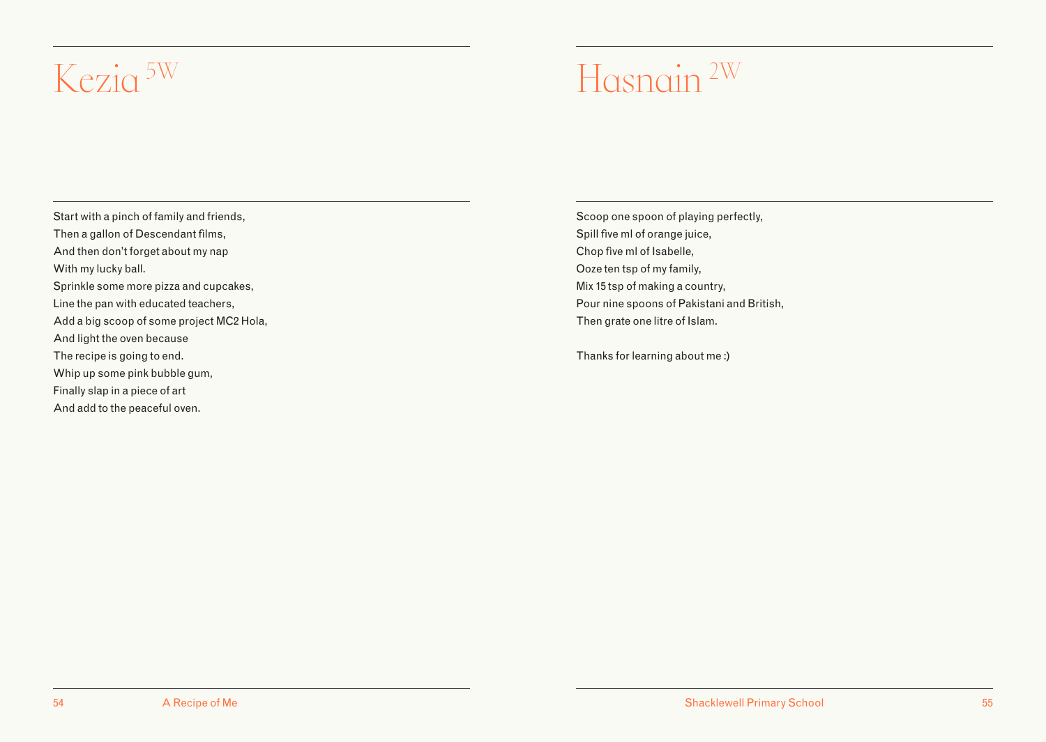# Kezia 5W

Start with a pinch of family and friends,
Then a gallon of Descendant films,
And then don't forget about my nap
With my lucky ball.
Sprinkle some more pizza and cupcakes,
Line the pan with educated teachers,
Add a big scoop of some project MC2 Hola,
And light the oven because
The recipe is going to end.
Whip up some pink bubble gum,
Finally slap in a piece of art
And add to the peaceful oven.

# Hasnain 2W

Scoop one spoon of playing perfectly,
Spill five ml of orange juice,
Chop five ml of Isabelle,
Ooze ten tsp of my family,
Mix 15 tsp of making a country,
Pour nine spoons of Pakistani and British,
Then grate one litre of Islam.

Thanks for learning about me :)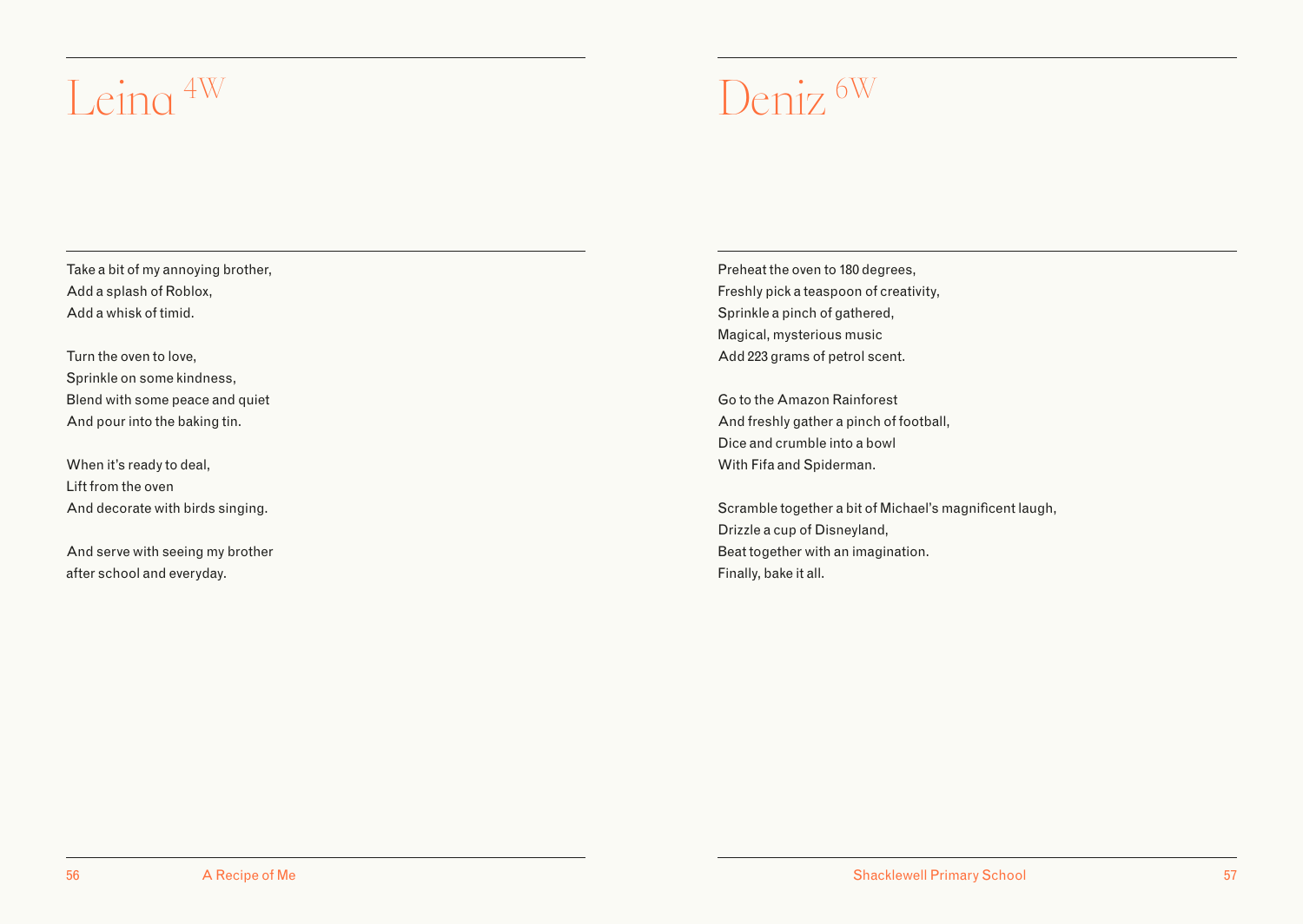# Leina 4W

Take a bit of my annoying brother,
Add a splash of Roblox,
Add a whisk of timid.

Turn the oven to love,
Sprinkle on some kindness,
Blend with some peace and quiet
And pour into the baking tin.

When it's ready to deal,
Lift from the oven
And decorate with birds singing.

And serve with seeing my brother
after school and everyday.

# Deniz 6W

Preheat the oven to 180 degrees,
Freshly pick a teaspoon of creativity,
Sprinkle a pinch of gathered,
Magical, mysterious music
Add 223 grams of petrol scent.

Go to the Amazon Rainforest
And freshly gather a pinch of football,
Dice and crumble into a bowl
With Fifa and Spiderman.

Scramble together a bit of Michael's magnificent laugh,
Drizzle a cup of Disneyland,
Beat together with an imagination.
Finally, bake it all.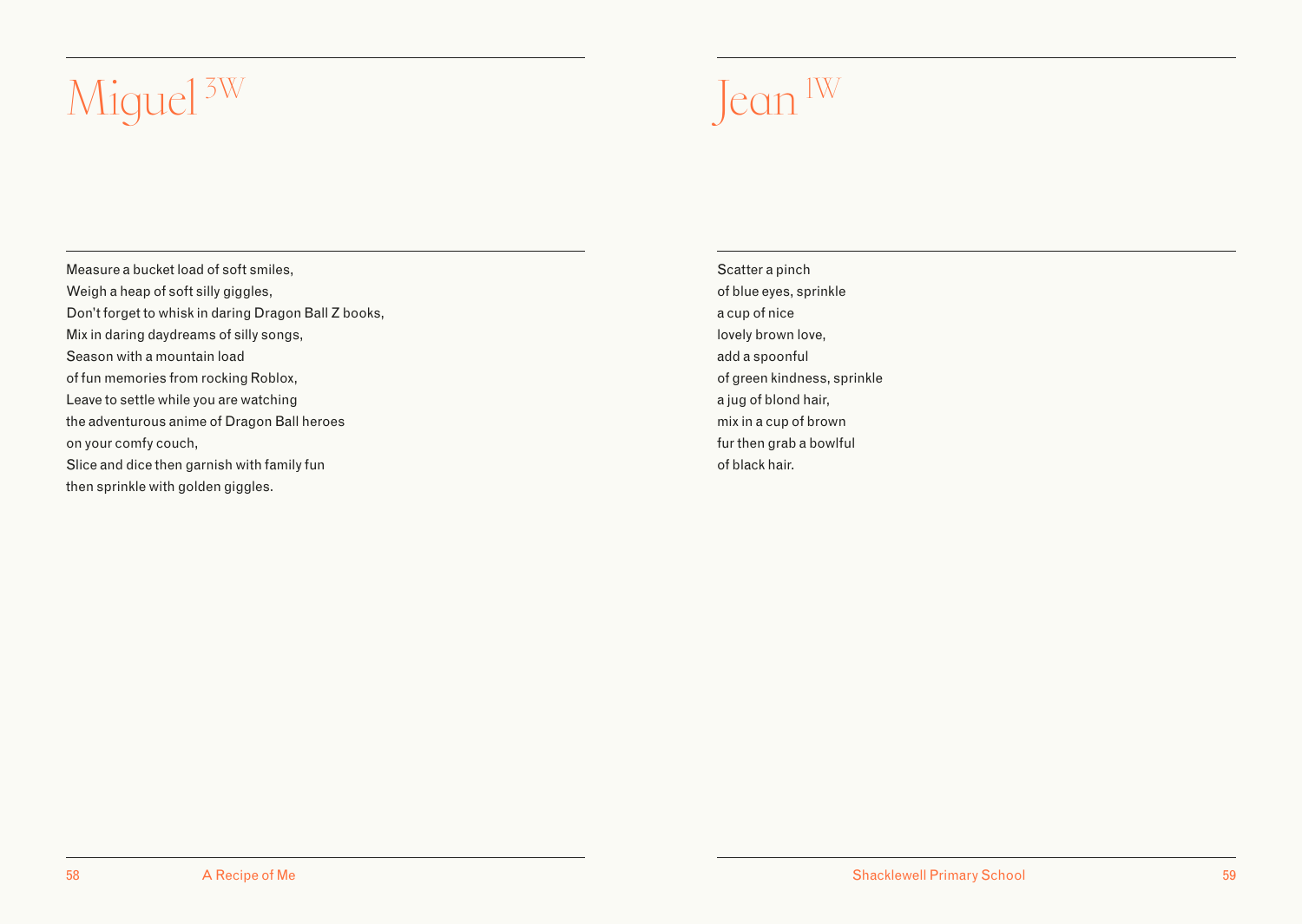# Miguel [3W]

Measure a bucket load of soft smiles,
Weigh a heap of soft silly giggles,
Don't forget to whisk in daring Dragon Ball Z books,
Mix in daring daydreams of silly songs,
Season with a mountain load
of fun memories from rocking Roblox,
Leave to settle while you are watching
the adventurous anime of Dragon Ball heroes
on your comfy couch,
Slice and dice then garnish with family fun
then sprinkle with golden giggles.

# Jean [1W]

Scatter a pinch
of blue eyes, sprinkle
a cup of nice
lovely brown love,
add a spoonful
of green kindness, sprinkle
a jug of blond hair,
mix in a cup of brown
fur then grab a bowlful
of black hair.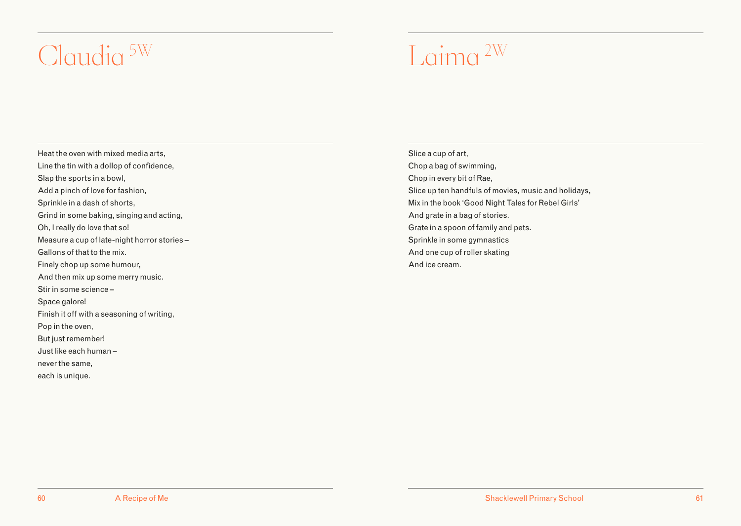# Claudia [5W]

Heat the oven with mixed media arts,
Line the tin with a dollop of confidence,
Slap the sports in a bowl,
Add a pinch of love for fashion,
Sprinkle in a dash of shorts,
Grind in some baking, singing and acting,
Oh, I really do love that so!
Measure a cup of late-night horror stories –
Gallons of that to the mix.
Finely chop up some humour,
And then mix up some merry music.
Stir in some science –
Space galore!
Finish it off with a seasoning of writing,
Pop in the oven,
But just remember!
Just like each human –
never the same,
each is unique.

# Laima [2W]

Slice a cup of art,
Chop a bag of swimming,
Chop in every bit of Rae,
Slice up ten handfuls of movies, music and holidays,
Mix in the book 'Good Night Tales for Rebel Girls'
And grate in a bag of stories.
Grate in a spoon of family and pets.
Sprinkle in some gymnastics
And one cup of roller skating
And ice cream.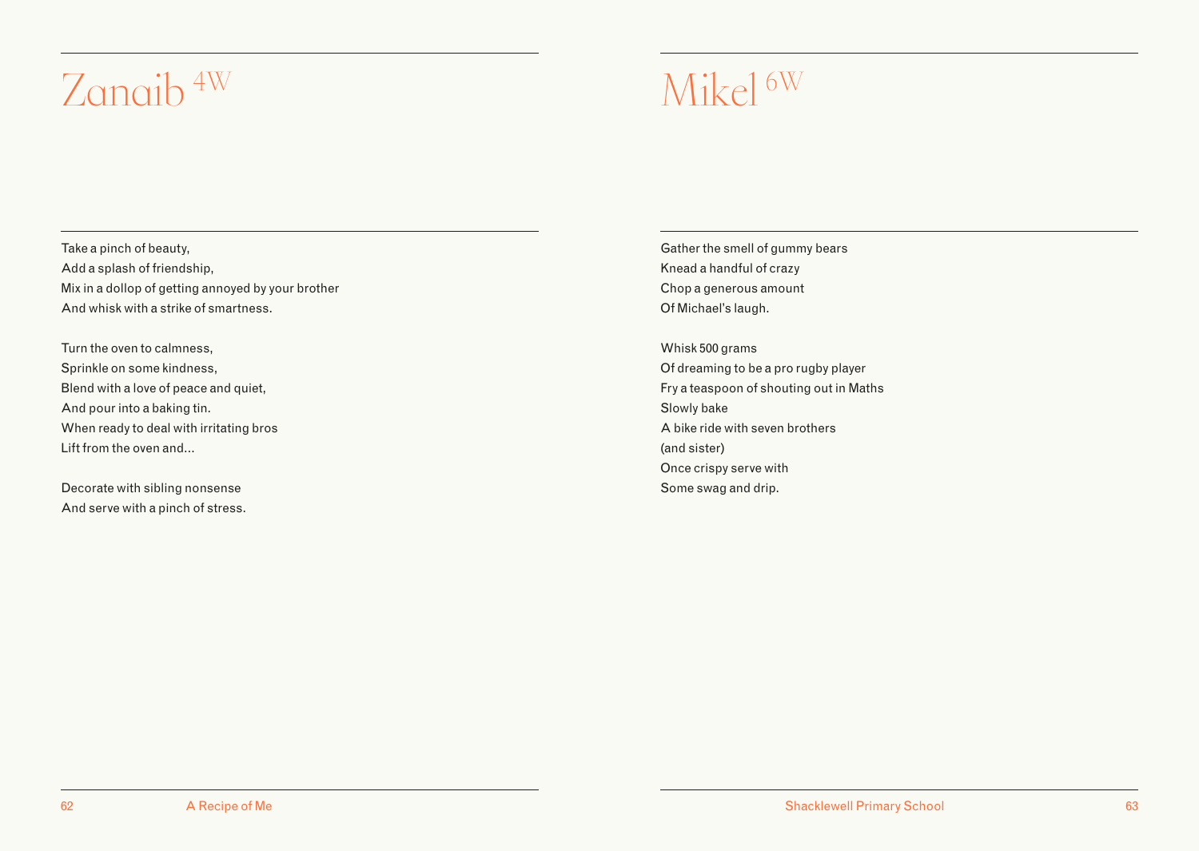# Zanaib 4W

Take a pinch of beauty,
Add a splash of friendship,
Mix in a dollop of getting annoyed by your brother
And whisk with a strike of smartness.

Turn the oven to calmness,
Sprinkle on some kindness,
Blend with a love of peace and quiet,
And pour into a baking tin.
When ready to deal with irritating bros
Lift from the oven and...

Decorate with sibling nonsense
And serve with a pinch of stress.

# Mikel 6W

Gather the smell of gummy bears
Knead a handful of crazy
Chop a generous amount
Of Michael's laugh.

Whisk 500 grams
Of dreaming to be a pro rugby player
Fry a teaspoon of shouting out in Maths
Slowly bake
A bike ride with seven brothers
(and sister)
Once crispy serve with
Some swag and drip.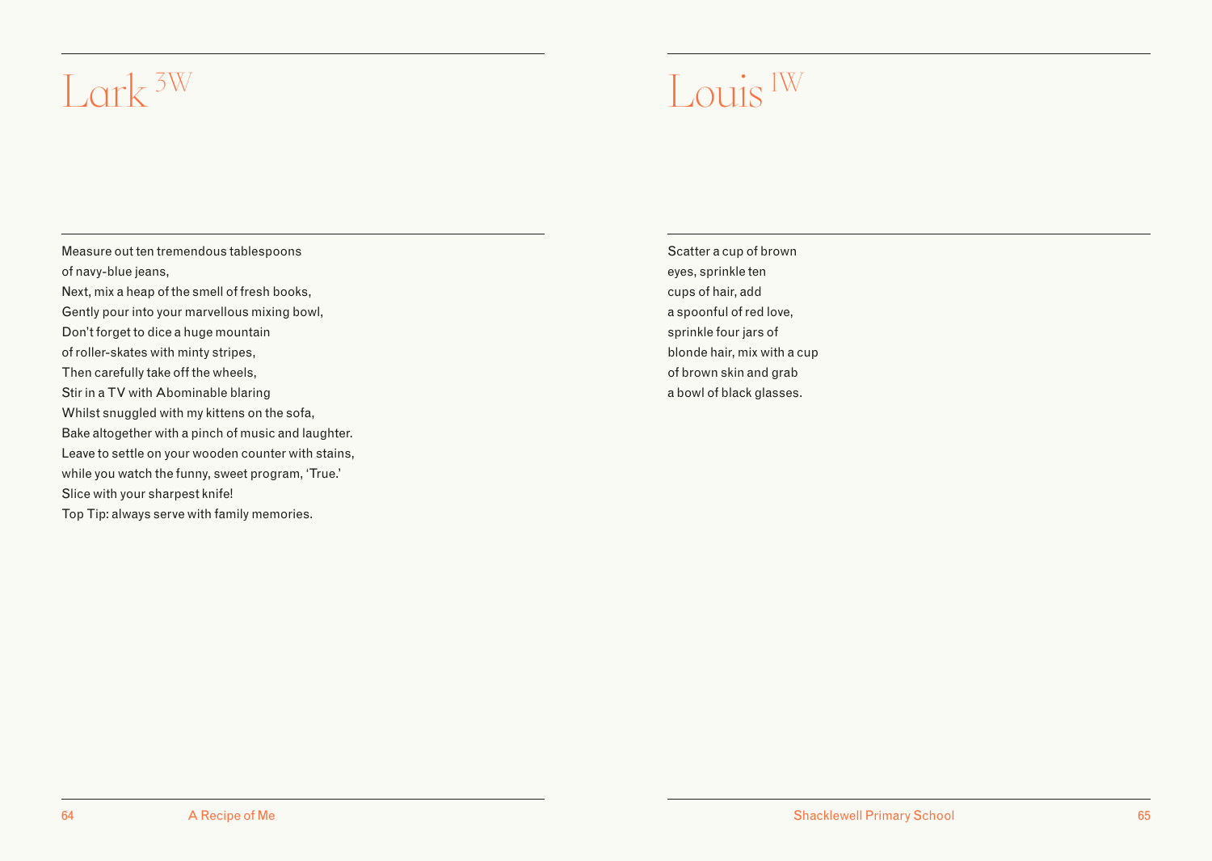# Lark [3W]

Measure out ten tremendous tablespoons
of navy-blue jeans,
Next, mix a heap of the smell of fresh books,
Gently pour into your marvellous mixing bowl,
Don't forget to dice a huge mountain
of roller-skates with minty stripes,
Then carefully take off the wheels,
Stir in a TV with Abominable blaring
Whilst snuggled with my kittens on the sofa,
Bake altogether with a pinch of music and laughter.
Leave to settle on your wooden counter with stains,
while you watch the funny, sweet program, 'True.'
Slice with your sharpest knife!
Top Tip: always serve with family memories.

# Louis [1W]

Scatter a cup of brown
eyes, sprinkle ten
cups of hair, add
a spoonful of red love,
sprinkle four jars of
blonde hair, mix with a cup
of brown skin and grab
a bowl of black glasses.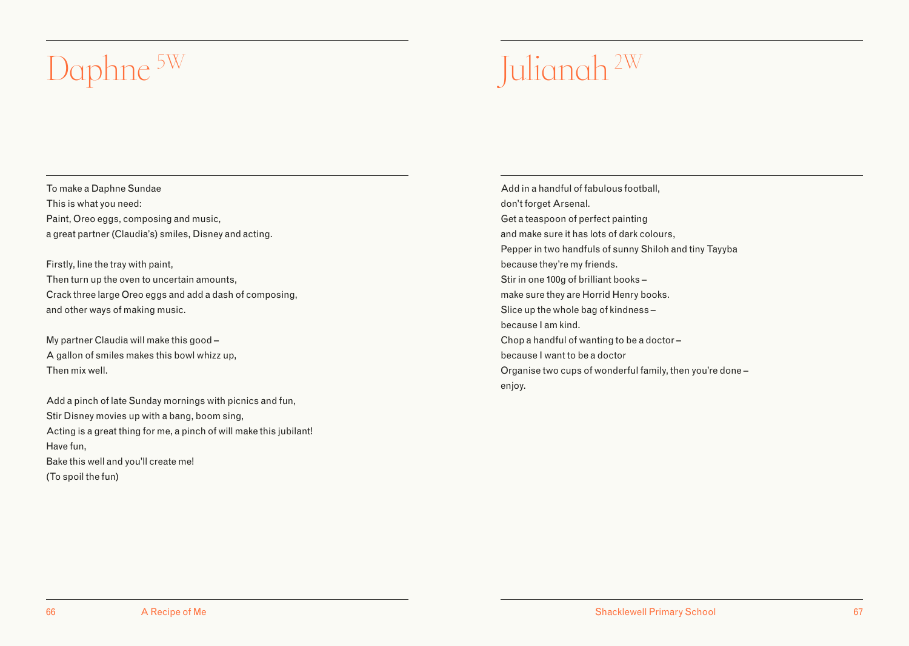# Daphne [5W]

To make a Daphne Sundae
This is what you need:
Paint, Oreo eggs, composing and music,
a great partner (Claudia's) smiles, Disney and acting.

Firstly, line the tray with paint,
Then turn up the oven to uncertain amounts,
Crack three large Oreo eggs and add a dash of composing,
and other ways of making music.

My partner Claudia will make this good –
A gallon of smiles makes this bowl whizz up,
Then mix well.

Add a pinch of late Sunday mornings with picnics and fun,
Stir Disney movies up with a bang, boom sing,
Acting is a great thing for me, a pinch of will make this jubilant!
Have fun,
Bake this well and you'll create me!
(To spoil the fun)

# Julianah [2W]

Add in a handful of fabulous football,
don't forget Arsenal.
Get a teaspoon of perfect painting
and make sure it has lots of dark colours,
Pepper in two handfuls of sunny Shiloh and tiny Tayyba
because they're my friends.
Stir in one 100g of brilliant books –
make sure they are Horrid Henry books.
Slice up the whole bag of kindness –
because I am kind.
Chop a handful of wanting to be a doctor –
because I want to be a doctor
Organise two cups of wonderful family, then you're done –
enjoy.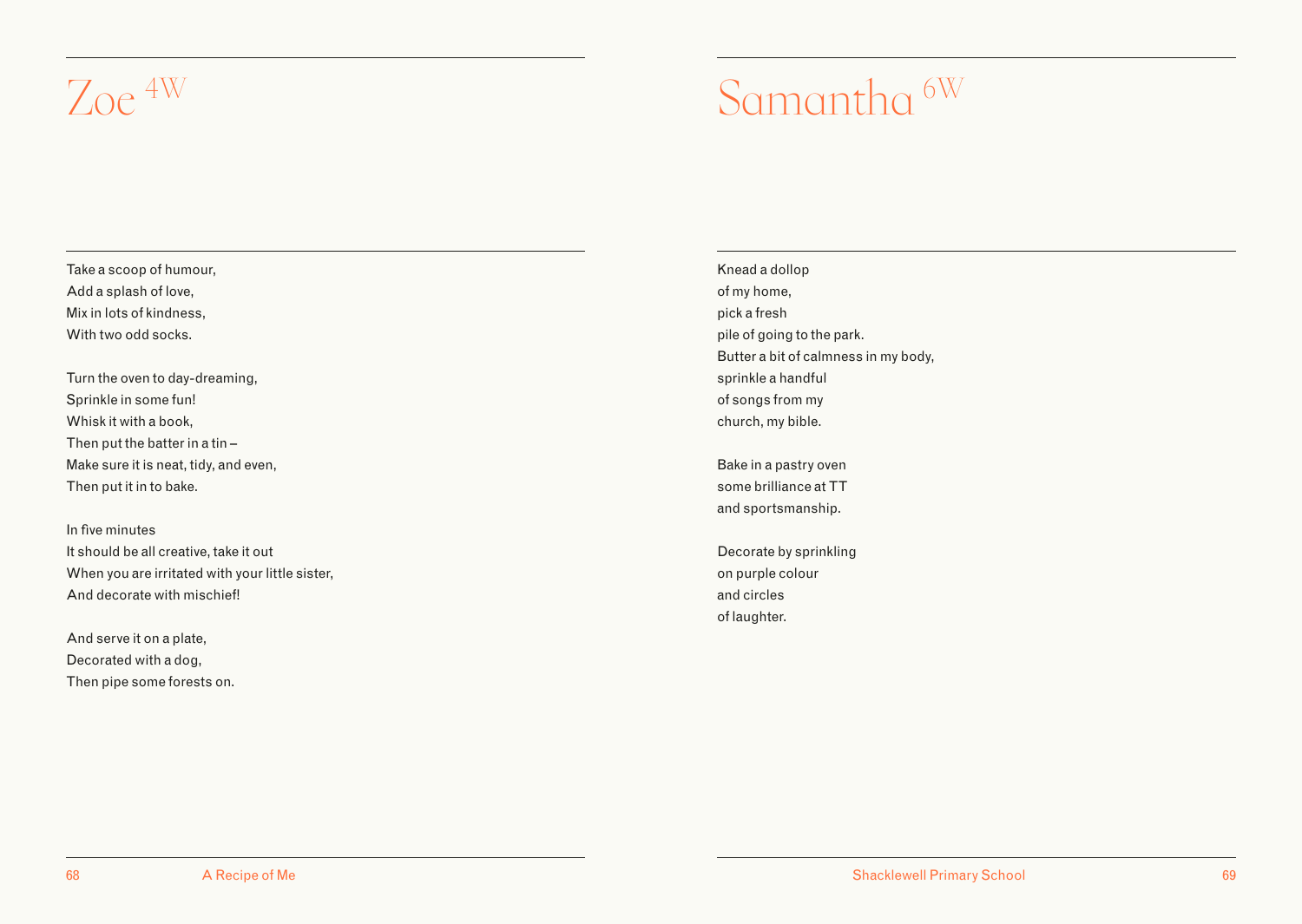# Zoe 4W

Take a scoop of humour,
Add a splash of love,
Mix in lots of kindness,
With two odd socks.

Turn the oven to day-dreaming,
Sprinkle in some fun!
Whisk it with a book,
Then put the batter in a tin –
Make sure it is neat, tidy, and even,
Then put it in to bake.

In five minutes
It should be all creative, take it out
When you are irritated with your little sister,
And decorate with mischief!

And serve it on a plate,
Decorated with a dog,
Then pipe some forests on.

# Samantha 6W

Knead a dollop
of my home,
pick a fresh
pile of going to the park.
Butter a bit of calmness in my body,
sprinkle a handful
of songs from my
church, my bible.

Bake in a pastry oven
some brilliance at TT
and sportsmanship.

Decorate by sprinkling
on purple colour
and circles
of laughter.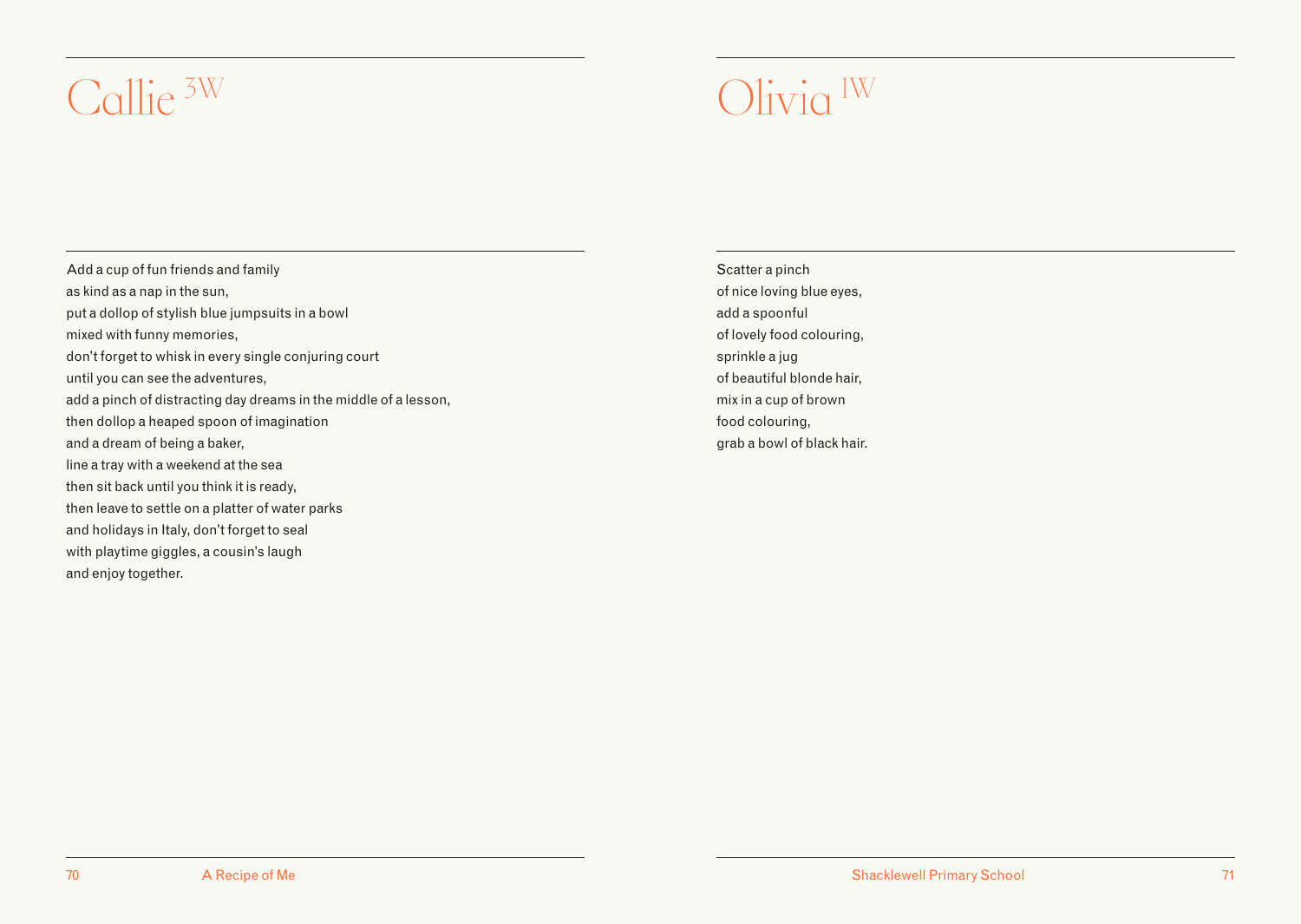# Callie 3W

Add a cup of fun friends and family
as kind as a nap in the sun,
put a dollop of stylish blue jumpsuits in a bowl
mixed with funny memories,
don't forget to whisk in every single conjuring court
until you can see the adventures,
add a pinch of distracting day dreams in the middle of a lesson,
then dollop a heaped spoon of imagination
and a dream of being a baker,
line a tray with a weekend at the sea
then sit back until you think it is ready,
then leave to settle on a platter of water parks
and holidays in Italy, don't forget to seal
with playtime giggles, a cousin's laugh
and enjoy together.

# Olivia 1W

Scatter a pinch
of nice loving blue eyes,
add a spoonful
of lovely food colouring,
sprinkle a jug
of beautiful blonde hair,
mix in a cup of brown
food colouring,
grab a bowl of black hair.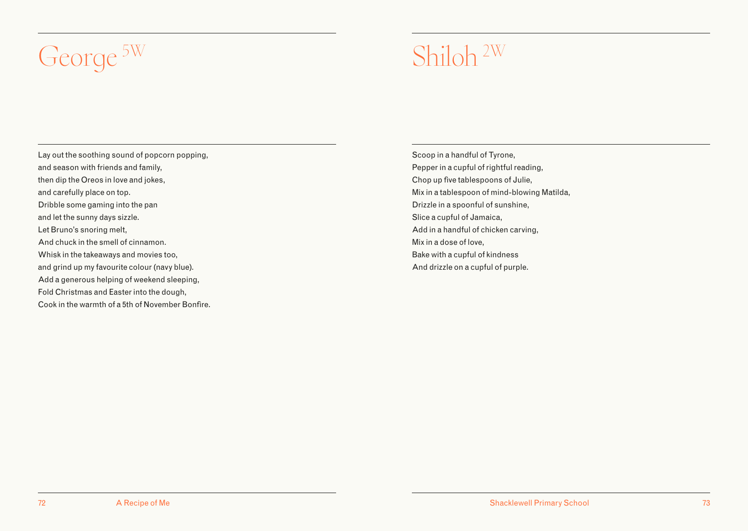# George 5W

Lay out the soothing sound of popcorn popping,
and season with friends and family,
then dip the Oreos in love and jokes,
and carefully place on top.
Dribble some gaming into the pan
and let the sunny days sizzle.
Let Bruno's snoring melt,
And chuck in the smell of cinnamon.
Whisk in the takeaways and movies too,
and grind up my favourite colour (navy blue).
Add a generous helping of weekend sleeping,
Fold Christmas and Easter into the dough,
Cook in the warmth of a 5th of November Bonfire.

# Shiloh 2W

Scoop in a handful of Tyrone,
Pepper in a cupful of rightful reading,
Chop up five tablespoons of Julie,
Mix in a tablespoon of mind-blowing Matilda,
Drizzle in a spoonful of sunshine,
Slice a cupful of Jamaica,
Add in a handful of chicken carving,
Mix in a dose of love,
Bake with a cupful of kindness
And drizzle on a cupful of purple.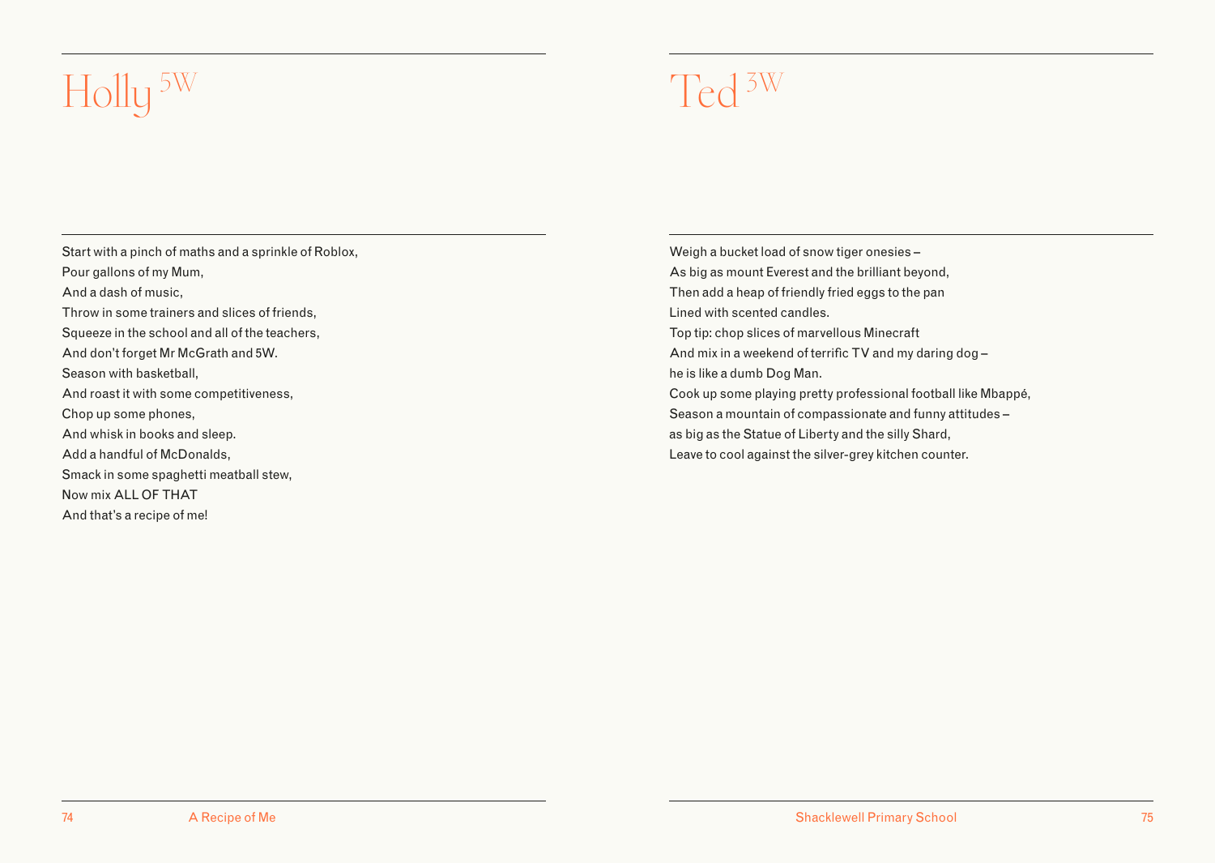# Holly 5W

Start with a pinch of maths and a sprinkle of Roblox,
Pour gallons of my Mum,
And a dash of music,
Throw in some trainers and slices of friends,
Squeeze in the school and all of the teachers,
And don't forget Mr McGrath and 5W.
Season with basketball,
And roast it with some competitiveness,
Chop up some phones,
And whisk in books and sleep.
Add a handful of McDonalds,
Smack in some spaghetti meatball stew,
Now mix ALL OF THAT
And that's a recipe of me!

# Ted 3W

Weigh a bucket load of snow tiger onesies –
As big as mount Everest and the brilliant beyond,
Then add a heap of friendly fried eggs to the pan
Lined with scented candles.
Top tip: chop slices of marvellous Minecraft
And mix in a weekend of terrific TV and my daring dog –
he is like a dumb Dog Man.
Cook up some playing pretty professional football like Mbappé,
Season a mountain of compassionate and funny attitudes –
as big as the Statue of Liberty and the silly Shard,
Leave to cool against the silver-grey kitchen counter.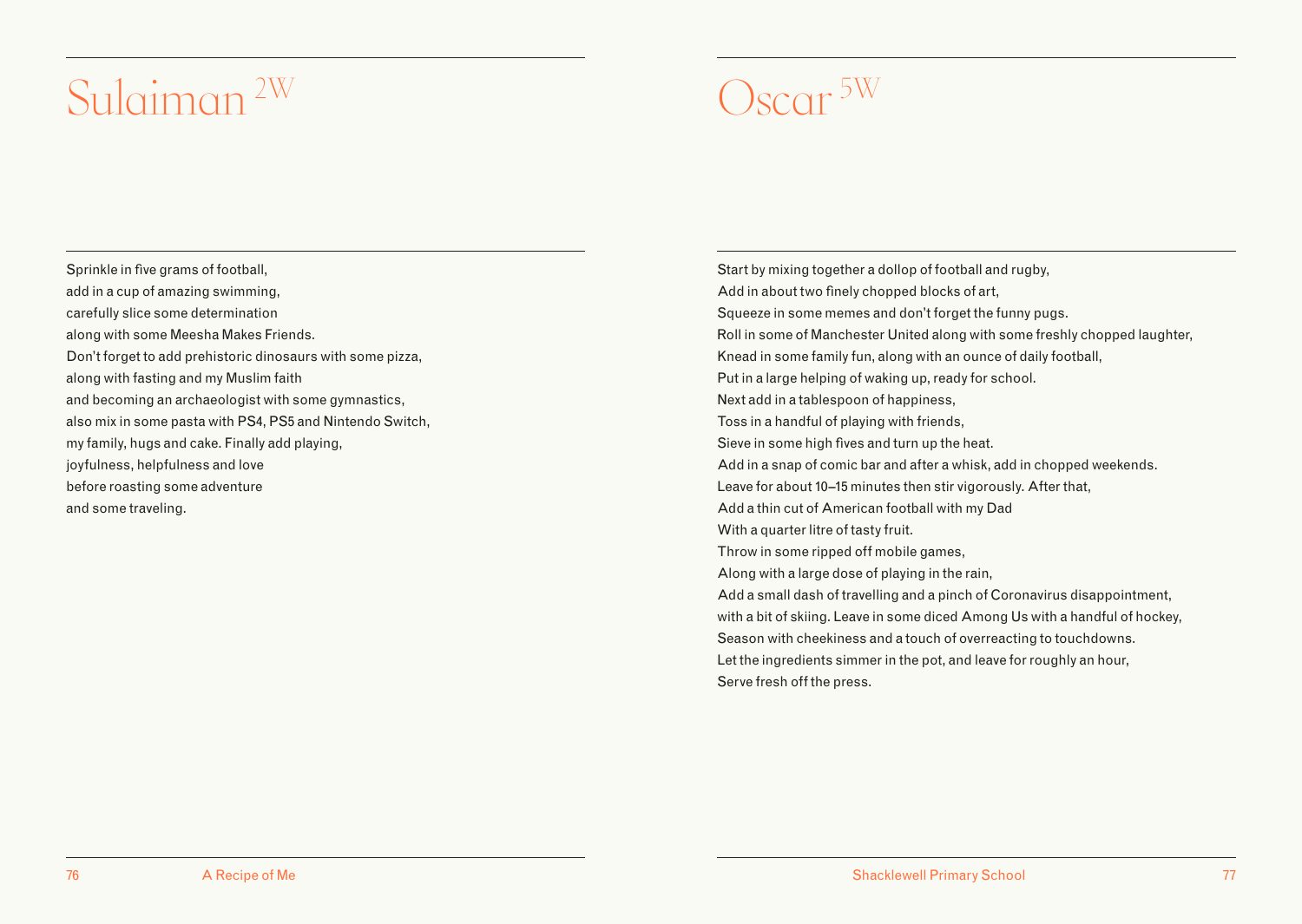# Sulaiman [2W]

Sprinkle in five grams of football,
add in a cup of amazing swimming,
carefully slice some determination
along with some Meesha Makes Friends.
Don't forget to add prehistoric dinosaurs with some pizza,
along with fasting and my Muslim faith
and becoming an archaeologist with some gymnastics,
also mix in some pasta with PS4, PS5 and Nintendo Switch,
my family, hugs and cake. Finally add playing,
joyfulness, helpfulness and love
before roasting some adventure
and some traveling.

# Oscar [5W]

Start by mixing together a dollop of football and rugby,
Add in about two finely chopped blocks of art,
Squeeze in some memes and don't forget the funny pugs.
Roll in some of Manchester United along with some freshly chopped laughter,
Knead in some family fun, along with an ounce of daily football,
Put in a large helping of waking up, ready for school.
Next add in a tablespoon of happiness,
Toss in a handful of playing with friends,
Sieve in some high fives and turn up the heat.
Add in a snap of comic bar and after a whisk, add in chopped weekends.
Leave for about 10–15 minutes then stir vigorously. After that,
Add a thin cut of American football with my Dad
With a quarter litre of tasty fruit.
Throw in some ripped off mobile games,
Along with a large dose of playing in the rain,
Add a small dash of travelling and a pinch of Coronavirus disappointment,
with a bit of skiing. Leave in some diced Among Us with a handful of hockey,
Season with cheekiness and a touch of overreacting to touchdowns.
Let the ingredients simmer in the pot, and leave for roughly an hour,
Serve fresh off the press.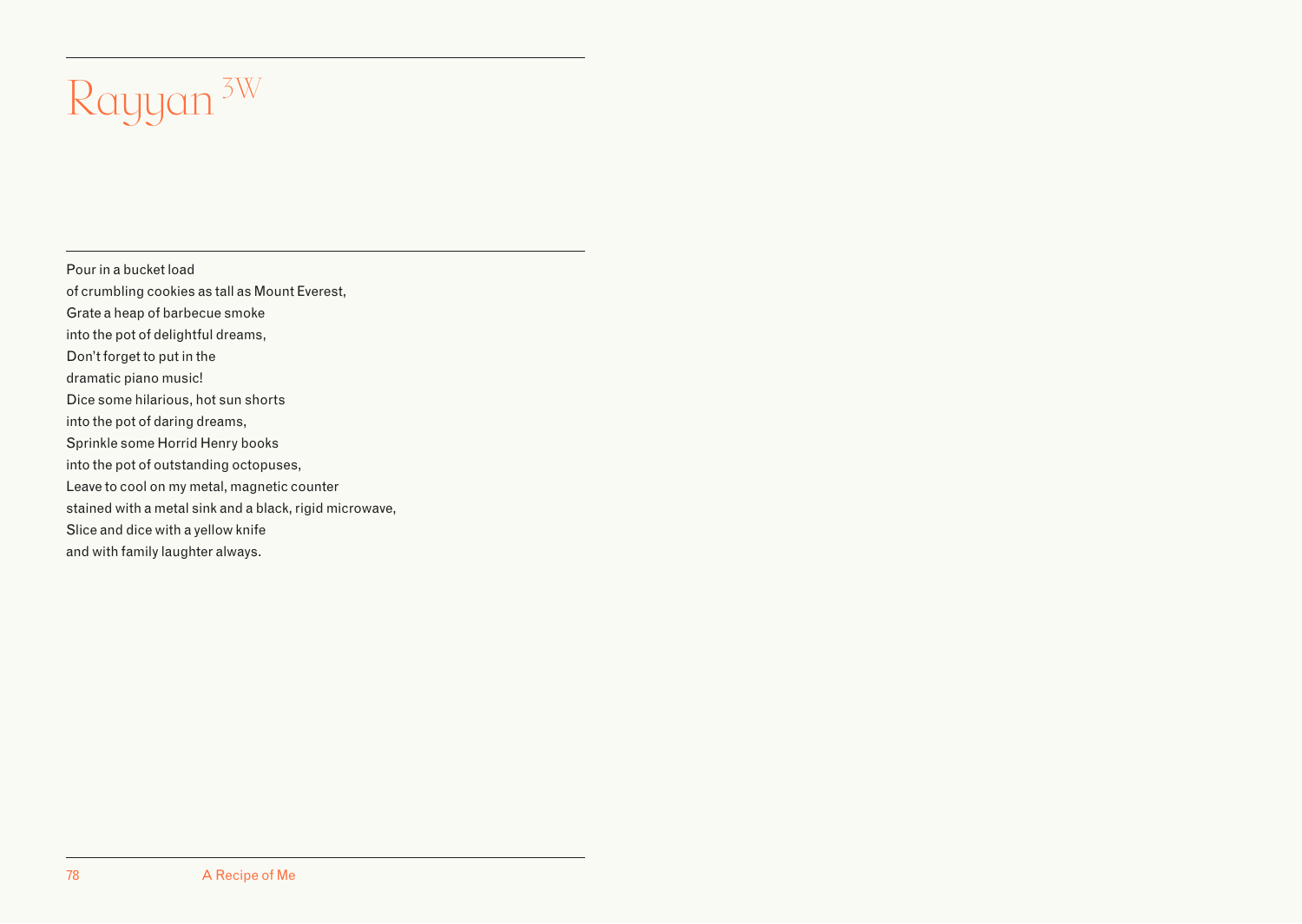# Rayyan [3W]

Pour in a bucket load
of crumbling cookies as tall as Mount Everest,
Grate a heap of barbecue smoke
into the pot of delightful dreams,
Don't forget to put in the
dramatic piano music!
Dice some hilarious, hot sun shorts
into the pot of daring dreams,
Sprinkle some Horrid Henry books
into the pot of outstanding octopuses,
Leave to cool on my metal, magnetic counter
stained with a metal sink and a black, rigid microwave,
Slice and dice with a yellow knife
and with family laughter always.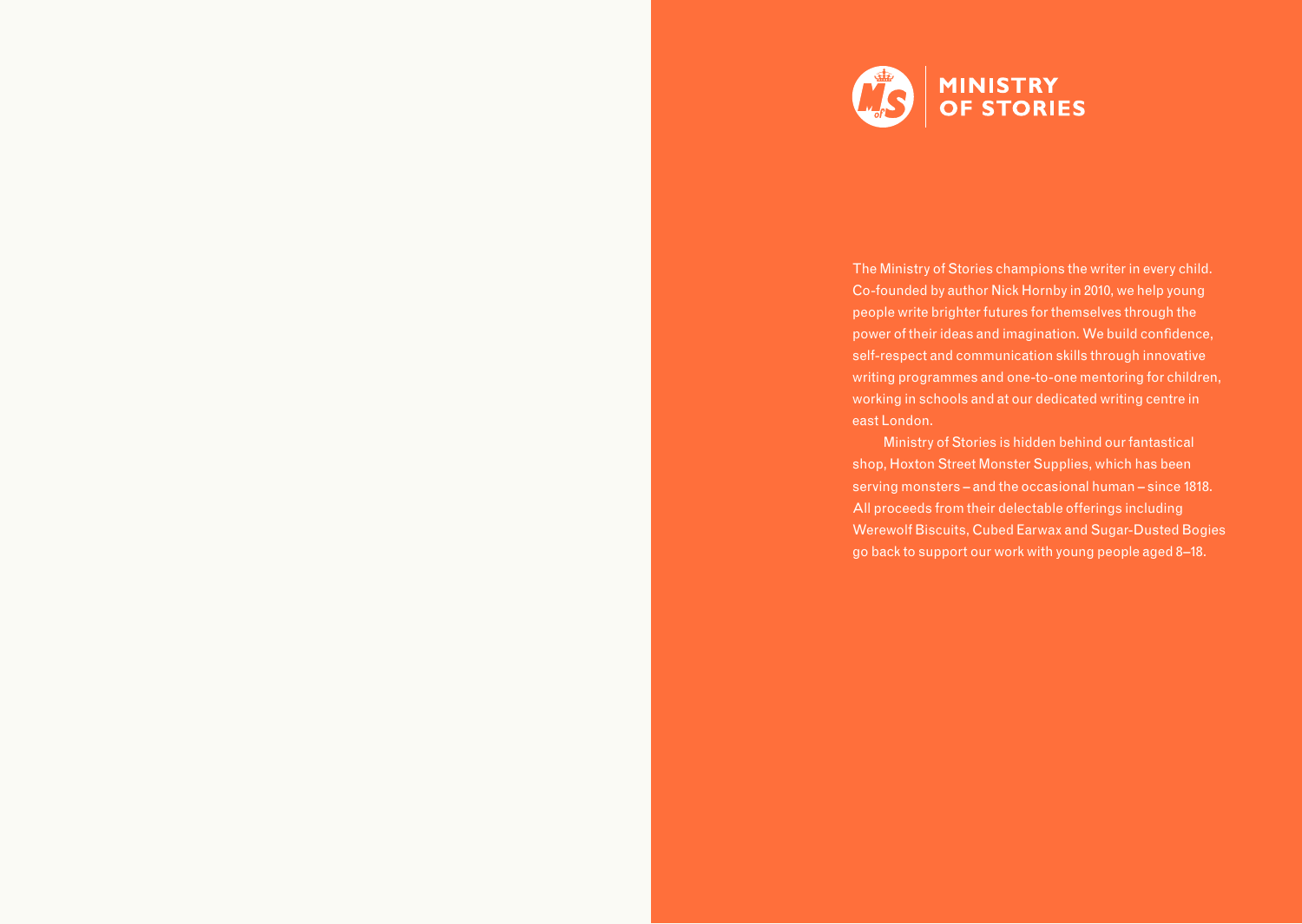# MINISTRY OF STORIES

The Ministry of Stories champions the writer in every child. Co-founded by author Nick Hornby in 2010, we help young people write brighter futures for themselves through the power of their ideas and imagination. We build confidence, self-respect and communication skills through innovative writing programmes and one-to-one mentoring for children, working in schools and at our dedicated writing centre in east London.

Ministry of Stories is hidden behind our fantastical shop, Hoxton Street Monster Supplies, which has been serving monsters – and the occasional human – since 1818. All proceeds from their delectable offerings including Werewolf Biscuits, Cubed Earwax and Sugar-Dusted Bogies go back to support our work with young people aged 8–18.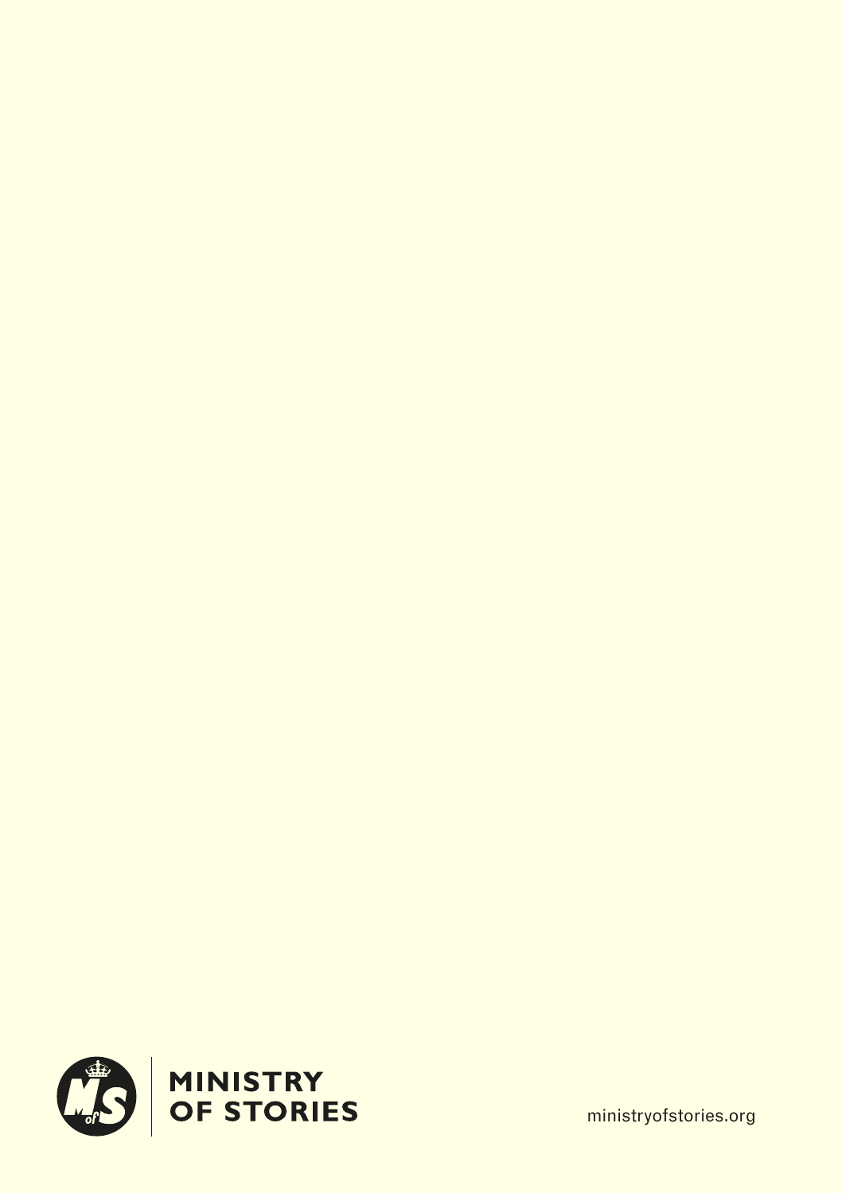**MINISTRY OF STORIES**

ministryofstories.org